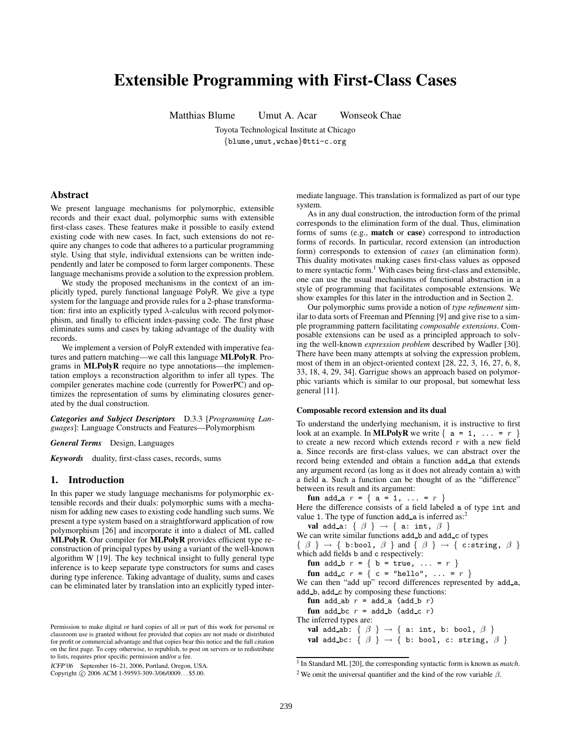# Extensible Programming with First-Class Cases

Matthias Blume   Umut A. Acar   Wonseok Chae

Toyota Technological Institute at Chicago
{blume,umut,wchae}@tti-c.org

## Abstract

We present language mechanisms for polymorphic, extensible records and their exact dual, polymorphic sums with extensible first-class cases. These features make it possible to easily extend existing code with new cases. In fact, such extensions do not require any changes to code that adheres to a particular programming style. Using that style, individual extensions can be written independently and later be composed to form larger components. These language mechanisms provide a solution to the expression problem.

We study the proposed mechanisms in the context of an implicitly typed, purely functional language PolyR. We give a type system for the language and provide rules for a 2-phase transformation: first into an explicitly typed $\lambda$-calculus with record polymorphism, and finally to efficient index-passing code. The first phase eliminates sums and cases by taking advantage of the duality with records.

We implement a version of PolyR extended with imperative features and pattern matching—we call this language **MLPolyR**. Programs in **MLPolyR** require no type annotations—the implementation employs a reconstruction algorithm to infer all types. The compiler generates machine code (currently for PowerPC) and optimizes the representation of sums by eliminating closures generated by the dual construction.

***Categories and Subject Descriptors*** D.3.3 [*Programming Languages*]: Language Constructs and Features—Polymorphism

***General Terms*** Design, Languages

***Keywords*** duality, first-class cases, records, sums

## 1. Introduction

In this paper we study language mechanisms for polymorphic extensible records and their duals: polymorphic sums with a mechanism for adding new cases to existing code handling such sums. We present a type system based on a straightforward application of row polymorphism [26] and incorporate it into a dialect of ML called **MLPolyR**. Our compiler for **MLPolyR** provides efficient type reconstruction of principal types by using a variant of the well-known algorithm W [19]. The key technical insight to fully general type inference is to keep separate type constructors for sums and cases during type inference. Taking advantage of duality, sums and cases can be eliminated later by translation into an explicitly typed intermediate language. This translation is formalized as part of our type system.

As in any dual construction, the introduction form of the primal corresponds to the elimination form of the dual. Thus, elimination forms of sums (e.g., **match** or **case**) correspond to introduction forms of records. In particular, record extension (an introduction form) corresponds to extension of *cases* (an elimination form). This duality motivates making cases first-class values as opposed to mere syntactic form.[1] With cases being first-class and extensible, one can use the usual mechanisms of functional abstraction in a style of programming that facilitates composable extensions. We show examples for this later in the introduction and in Section 2.

Our polymorphic sums provide a notion of *type refinement* similar to data sorts of Freeman and Pfenning [9] and give rise to a simple programming pattern facilitating *composable extensions*. Composable extensions can be used as a principled approach to solving the well-known *expression problem* described by Wadler [30]. There have been many attempts at solving the expression problem, most of them in an object-oriented context [28, 22, 3, 16, 27, 6, 8, 33, 18, 4, 29, 34]. Garrigue shows an approach based on polymorphic variants which is similar to our proposal, but somewhat less general [11].

#### Composable record extension and its dual

To understand the underlying mechanism, it is instructive to first look at an example. In **MLPolyR** we write `{ a = 1, ... = r }` to create a new record which extends record $r$ with a new field a. Since records are first-class values, we can abstract over the record being extended and obtain a function add_a that extends any argument record (as long as it does not already contain a) with a field a. Such a function can be thought of as the "difference" between its result and its argument:

```
fun add_a r = { a = 1, ... = r }
```

Here the difference consists of a field labeled a of type int and value 1. The type of function add_a is inferred as:[2]

```
val add_a: { β } → { a: int, β }
```

We can write similar functions add_b and add_c of types `{ β } → { b:bool, β }` and `{ β } → { c:string, β }` which add fields b and c respectively:

```
fun add_b r = { b = true, ... = r }
fun add_c r = { c = "hello", ... = r }
```

We can then "add up" record differences represented by add_a, add_b, add_c by composing these functions:

```
fun add_ab r = add_a (add_b r)
fun add_bc r = add_b (add_c r)
```

The inferred types are:

```
val add_ab: { β } → { a: int, b: bool, β }
val add_bc: { β } → { b: bool, c: string, β }
```

[1] In Standard ML [20], the corresponding syntactic form is known as *match*.

[2] We omit the universal quantifier and the kind of the row variable $\beta$.

Permission to make digital or hard copies of all or part of this work for personal or classroom use is granted without fee provided that copies are not made or distributed for profit or commercial advantage and that copies bear this notice and the full citation on the first page. To copy otherwise, to republish, to post on servers or to redistribute to lists, requires prior specific permission and/or a fee.

*ICFP'06* September 16–21, 2006, Portland, Oregon, USA.
Copyright © 2006 ACM 1-59593-309-3/06/0009...$5.00.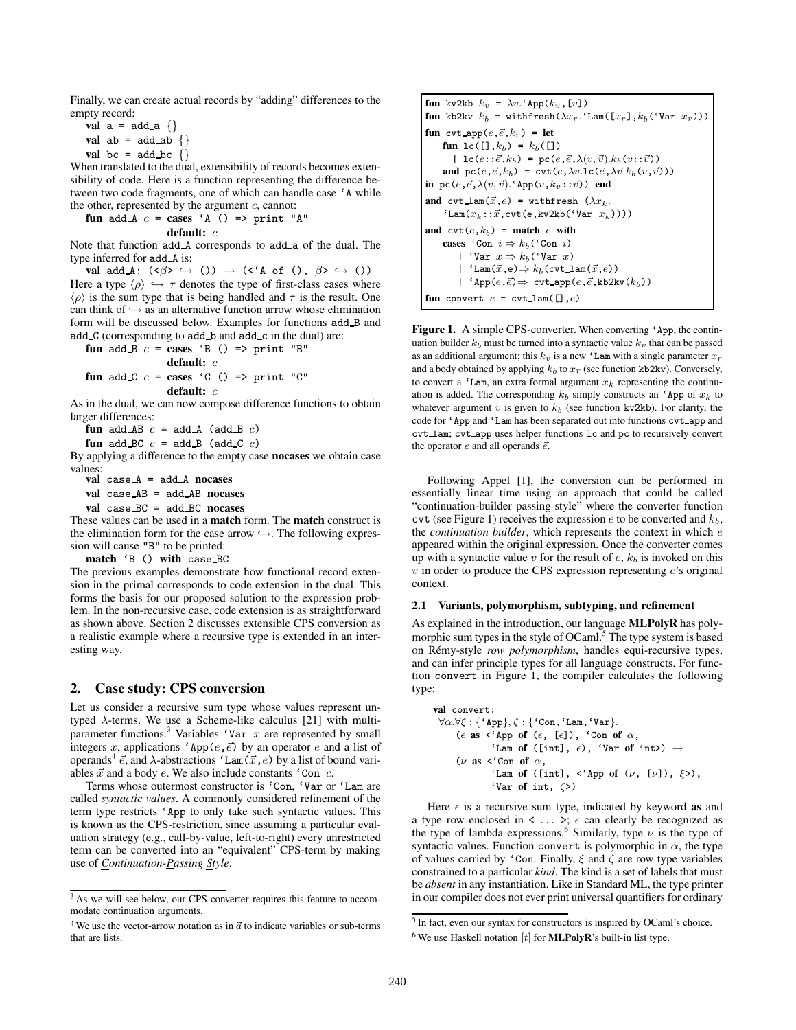Finally, we can create actual records by "adding" differences to the empty record:

```
val a = add_a {}
val ab = add_ab {}
val bc = add_bc {}
```

When translated to the dual, extensibility of records becomes extensibility of code. Here is a function representing the difference between two code fragments, one of which can handle case `'A` while the other, represented by the argument $c$, cannot:

```
fun add_A c = cases 'A () => print "A"
              default: c
```

Note that function add_A corresponds to add_a of the dual. The type inferred for add_A is:

```
val add_A: (<β> ↪ ()) → (<'A of (), β> ↪ ())
```

Here a type $\langle\rho\rangle \hookrightarrow \tau$ denotes the type of first-class cases where $\langle\rho\rangle$ is the sum type that is being handled and $\tau$ is the result. One can think of $\hookrightarrow$ as an alternative function arrow whose elimination form will be discussed below. Examples for functions add_B and add_C (corresponding to add_b and add_c in the dual) are:

```
fun add_B c = cases 'B () => print "B"
              default: c
fun add_C c = cases 'C () => print "C"
              default: c
```

As in the dual, we can now compose difference functions to obtain larger differences:

```
fun add_AB c = add_A (add_B c)
fun add_BC c = add_B (add_C c)
```

By applying a difference to the empty case **nocases** we obtain case values:

```
val case_A = add_A nocases
val case_AB = add_AB nocases
val case_BC = add_BC nocases
```

These values can be used in a **match** form. The **match** construct is the elimination form for the case arrow $\hookrightarrow$. The following expression will cause "B" to be printed:

```
match 'B () with case_BC
```

The previous examples demonstrate how functional record extension in the primal corresponds to code extension in the dual. This forms the basis for our proposed solution to the expression problem. In the non-recursive case, code extension is as straightforward as shown above. Section 2 discusses extensible CPS conversion as a realistic example where a recursive type is extended in an interesting way.

## 2. Case study: CPS conversion

Let us consider a recursive sum type whose values represent untyped $\lambda$-terms. We use a Scheme-like calculus [21] with multi-parameter functions.[3] Variables `'Var` $x$ are represented by small integers $x$, applications `'App`$(e,\vec{e})$ by an operator $e$ and a list of operands[4] $\vec{e}$, and $\lambda$-abstractions `'Lam`$(\vec{x},e)$ by a list of bound variables $\vec{x}$ and a body $e$. We also include constants `'Con` $c$.

Terms whose outermost constructor is `'Con`, `'Var` or `'Lam` are called *syntactic values*. A commonly considered refinement of the term type restricts `'App` to only take such syntactic values. This is known as the CPS-restriction, since assuming a particular evaluation strategy (e.g., call-by-value, left-to-right) every unrestricted term can be converted into an "equivalent" CPS-term by making use of *Continuation-Passing Style*.

```
fun kv2kb k_v = λv.'App(k_v,[v])
fun kb2kv k_b = withfresh(λx_r.'Lam([x_r],k_b('Var x_r)))
fun cvt_app(e,ē,k_v) = let
    fun lc([],k_b) = k_b([])
      | lc(e::ē,k_b) = pc(e,ē,λ(v,v̄).k_b(v::v̄))
    and pc(e,ē,k_b) = cvt(e,λv.lc(ē,λv̄.k_b(v,v̄)))
in pc(e,ē,λ(v,v̄).'App(v,k_v::v̄)) end
and cvt_lam(x̄,e) = withfresh (λx_k.
    'Lam(x_k::x̄,cvt(e,kv2kb('Var x_k))))
and cvt(e,k_b) = match e with
    cases 'Con i ⇒ k_b('Con i)
        | 'Var x ⇒ k_b('Var x)
        | 'Lam(x̄,e)⇒ k_b(cvt_lam(x̄,e))
        | 'App(e,ē)⇒ cvt_app(e,ē,kb2kv(k_b))
fun convert e = cvt_lam([],e)
```

**Figure 1.** A simple CPS-converter. When converting `'App`, the continuation builder $k_b$ must be turned into a syntactic value $k_v$ that can be passed as an additional argument; this $k_v$ is a new `'Lam` with a single parameter $x_r$ and a body obtained by applying $k_b$ to $x_r$ (see function kb2kv). Conversely, to convert a `'Lam`, an extra formal argument $x_k$ representing the continuation is added. The corresponding $k_b$ simply constructs an `'App` of $x_k$ to whatever argument $v$ is given to $k_b$ (see function kv2kb). For clarity, the code for `'App` and `'Lam` has been separated out into functions cvt_app and cvt_lam; cvt_app uses helper functions lc and pc to recursively convert the operator $e$ and all operands $\vec{e}$.

Following Appel [1], the conversion can be performed in essentially linear time using an approach that could be called "continuation-builder passing style" where the converter function cvt (see Figure 1) receives the expression $e$ to be converted and $k_b$, the *continuation builder*, which represents the context in which $e$ appeared within the original expression. Once the converter comes up with a syntactic value $v$ for the result of $e$, $k_b$ is invoked on this $v$ in order to produce the CPS expression representing $e$'s original context.

### 2.1 Variants, polymorphism, subtyping, and refinement

As explained in the introduction, our language **MLPolyR** has polymorphic sum types in the style of OCaml.[5] The type system is based on Rémy-style *row polymorphism*, handles equi-recursive types, and can infer principle types for all language constructs. For function convert in Figure 1, the compiler calculates the following type:

```
val convert:
  ∀α.∀ξ : {'App}, ζ : {'Con,'Lam,'Var}.
    (ε as <'App of (ε, [ε]), 'Con of α,
          'Lam of ([int], ε), 'Var of int>) →
    (ν as <'Con of α,
          'Lam of ([int], <'App of (ν, [ν]), ξ>),
          'Var of int, ζ>)
```

Here $\epsilon$ is a recursive sum type, indicated by keyword **as** and a type row enclosed in `< ... >`; $\epsilon$ can clearly be recognized as the type of lambda expressions.[6] Similarly, type $\nu$ is the type of syntactic values. Function convert is polymorphic in $\alpha$, the type of values carried by `'Con`. Finally, $\xi$ and $\zeta$ are row type variables constrained to a particular *kind*. The kind is a set of labels that must be *absent* in any instantiation. Like in Standard ML, the type printer in our compiler does not ever print universal quantifiers for ordinary

[3] As we will see below, our CPS-converter requires this feature to accommodate continuation arguments.

[4] We use the vector-arrow notation as in $\vec{a}$ to indicate variables or sub-terms that are lists.

[5] In fact, even our syntax for constructors is inspired by OCaml's choice.

[6] We use Haskell notation $[t]$ for **MLPolyR**'s built-in list type.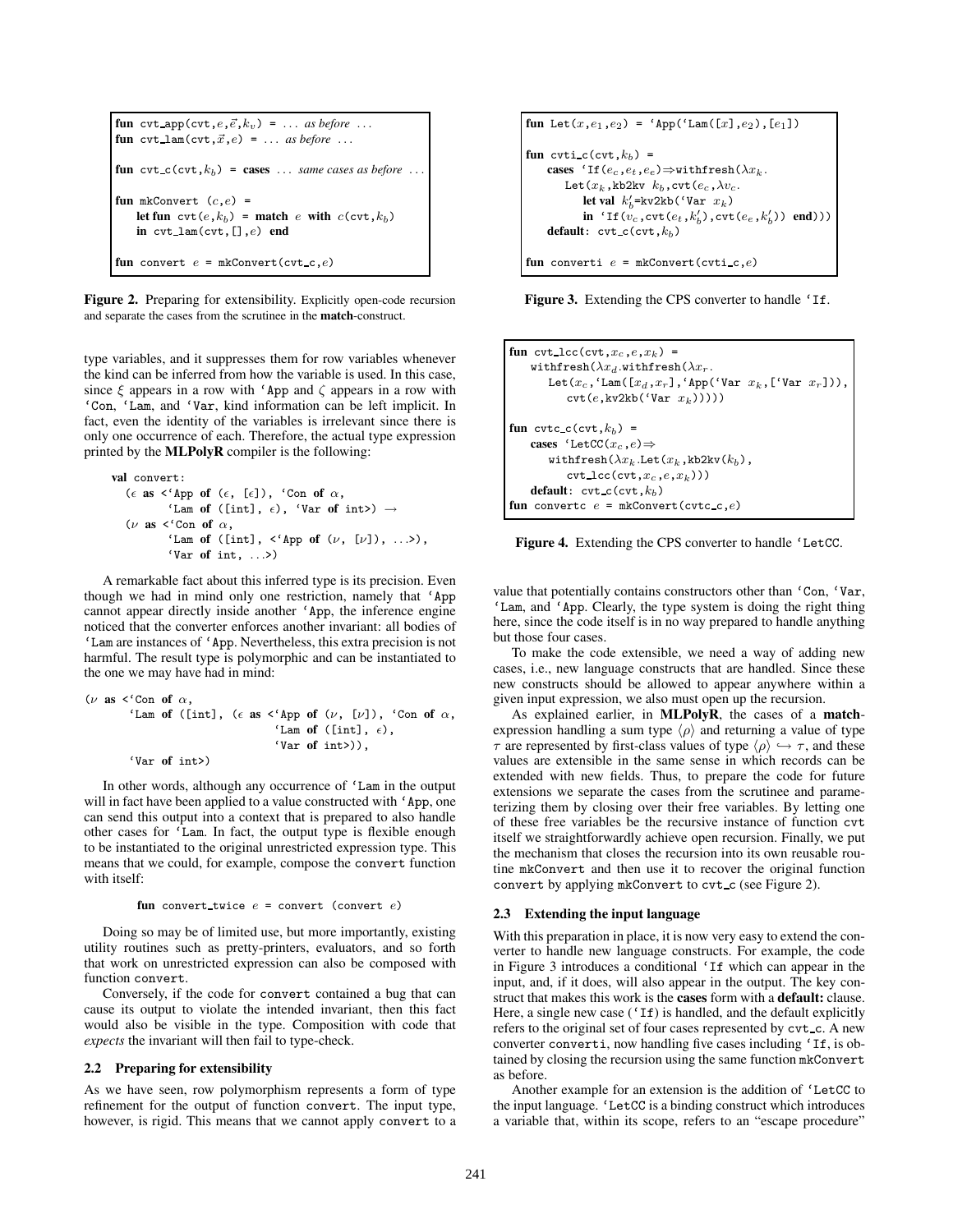```
fun cvt_app(cvt,e,→e,kv) = ... as before ...
fun cvt_lam(cvt,→x,e) = ... as before ...

fun cvt_c(cvt,kb) = cases ... same cases as before ...

fun mkConvert (c,e) =
    let fun cvt(e,kb) = match e with c(cvt,kb)
    in cvt_lam(cvt,[],e) end

fun convert e = mkConvert(cvt_c,e)
```

**Figure 2.** Preparing for extensibility. Explicitly open-code recursion and separate the cases from the scrutinee in the **match**-construct.

type variables, and it suppresses them for row variables whenever the kind can be inferred from how the variable is used. In this case, since $\xi$ appears in a row with `'App` and $\zeta$ appears in a row with `'Con`, `'Lam`, and `'Var`, kind information can be left implicit. In fact, even the identity of the variables is irrelevant since there is only one occurrence of each. Therefore, the actual type expression printed by the **MLPolyR** compiler is the following:

```
val convert:
  (ε as <'App of (ε, [ε]), 'Con of α,
         'Lam of ([int], ε), 'Var of int>) →
  (ν as <'Con of α,
         'Lam of ([int], <'App of (ν, [ν]), ...>),
         'Var of int, ...>)
```

A remarkable fact about this inferred type is its precision. Even though we had in mind only one restriction, namely that `'App` cannot appear directly inside another `'App`, the inference engine noticed that the converter enforces another invariant: all bodies of `'Lam` are instances of `'App`. Nevertheless, this extra precision is not harmful. The result type is polymorphic and can be instantiated to the one we may have had in mind:

```
(ν as <'Con of α,
      'Lam of ([int], (ε as <'App of (ν, [ν]), 'Con of α,
                               'Lam of ([int], ε),
                               'Var of int>)),
      'Var of int>)
```

In other words, although any occurrence of `'Lam` in the output will in fact have been applied to a value constructed with `'App`, one can send this output into a context that is prepared to also handle other cases for `'Lam`. In fact, the output type is flexible enough to be instantiated to the original unrestricted expression type. This means that we could, for example, compose the `convert` function with itself:

```
fun convert_twice e = convert (convert e)
```

Doing so may be of limited use, but more importantly, existing utility routines such as pretty-printers, evaluators, and so forth that work on unrestricted expression can also be composed with function `convert`.

Conversely, if the code for `convert` contained a bug that can cause its output to violate the intended invariant, then this fact would also be visible in the type. Composition with code that *expects* the invariant will then fail to type-check.

### 2.2 Preparing for extensibility

As we have seen, row polymorphism represents a form of type refinement for the output of function `convert`. The input type, however, is rigid. This means that we cannot apply `convert` to a value that potentially contains constructors other than `'Con`, `'Var`, `'Lam`, and `'App`. Clearly, the type system is doing the right thing here, since the code itself is in no way prepared to handle anything but those four cases.

To make the code extensible, we need a way of adding new cases, i.e., new language constructs that are handled. Since these new constructs should be allowed to appear anywhere within a given input expression, we also must open up the recursion.

As explained earlier, in **MLPolyR**, the cases of a **match**-expression handling a sum type $\langle\rho\rangle$ and returning a value of type $\tau$ are represented by first-class values of type $\langle\rho\rangle \hookrightarrow \tau$, and these values are extensible in the same sense in which records can be extended with new fields. Thus, to prepare the code for future extensions we separate the cases from the scrutinee and parameterizing them by closing over their free variables. By letting one of these free variables be the recursive instance of function `cvt` itself we straightforwardly achieve open recursion. Finally, we put the mechanism that closes the recursion into its own reusable routine `mkConvert` and then use it to recover the original function `convert` by applying `mkConvert` to `cvt_c` (see Figure 2).

### 2.3 Extending the input language

With this preparation in place, it is now very easy to extend the converter to handle new language constructs. For example, the code in Figure 3 introduces a conditional `'If` which can appear in the input, and, if it does, will also appear in the output. The key construct that makes this work is the **cases** form with a **default:** clause. Here, a single new case (`'If`) is handled, and the default explicitly refers to the original set of four cases represented by `cvt_c`. A new converter `converti`, now handling five cases including `'If`, is obtained by closing the recursion using the same function `mkConvert` as before.

Another example for an extension is the addition of `'LetCC` to the input language. `'LetCC` is a binding construct which introduces a variable that, within its scope, refers to an "escape procedure"

```
fun Let(x,e1,e2) = 'App('Lam([x],e2),[e1])

fun cvti_c(cvt,kb) =
    cases 'If(ec,et,ee)⇒withfresh(λxk.
        Let(xk,kb2kv kb,cvt(ec,λvc.
            let val k'b=kv2kb('Var xk)
            in 'If(vc,cvt(et,k'b),cvt(ee,k'b)) end)))
    default: cvt_c(cvt,kb)

fun converti e = mkConvert(cvti_c,e)
```

**Figure 3.** Extending the CPS converter to handle `'If`.

```
fun cvt_lcc(cvt,xc,e,xk) =
    withfresh(λxd.withfresh(λxr.
        Let(xc,'Lam([xd,xr],'App('Var xk,['Var xr])),
            cvt(e,kv2kb('Var xk)))))

fun cvtc_c(cvt,kb) =
    cases 'LetCC(xc,e)⇒
        withfresh(λxk.Let(xk,kb2kv(kb),
            cvt_lcc(cvt,xc,e,xk)))
    default: cvt_c(cvt,kb)
fun convertc e = mkConvert(cvtc_c,e)
```

**Figure 4.** Extending the CPS converter to handle `'LetCC`.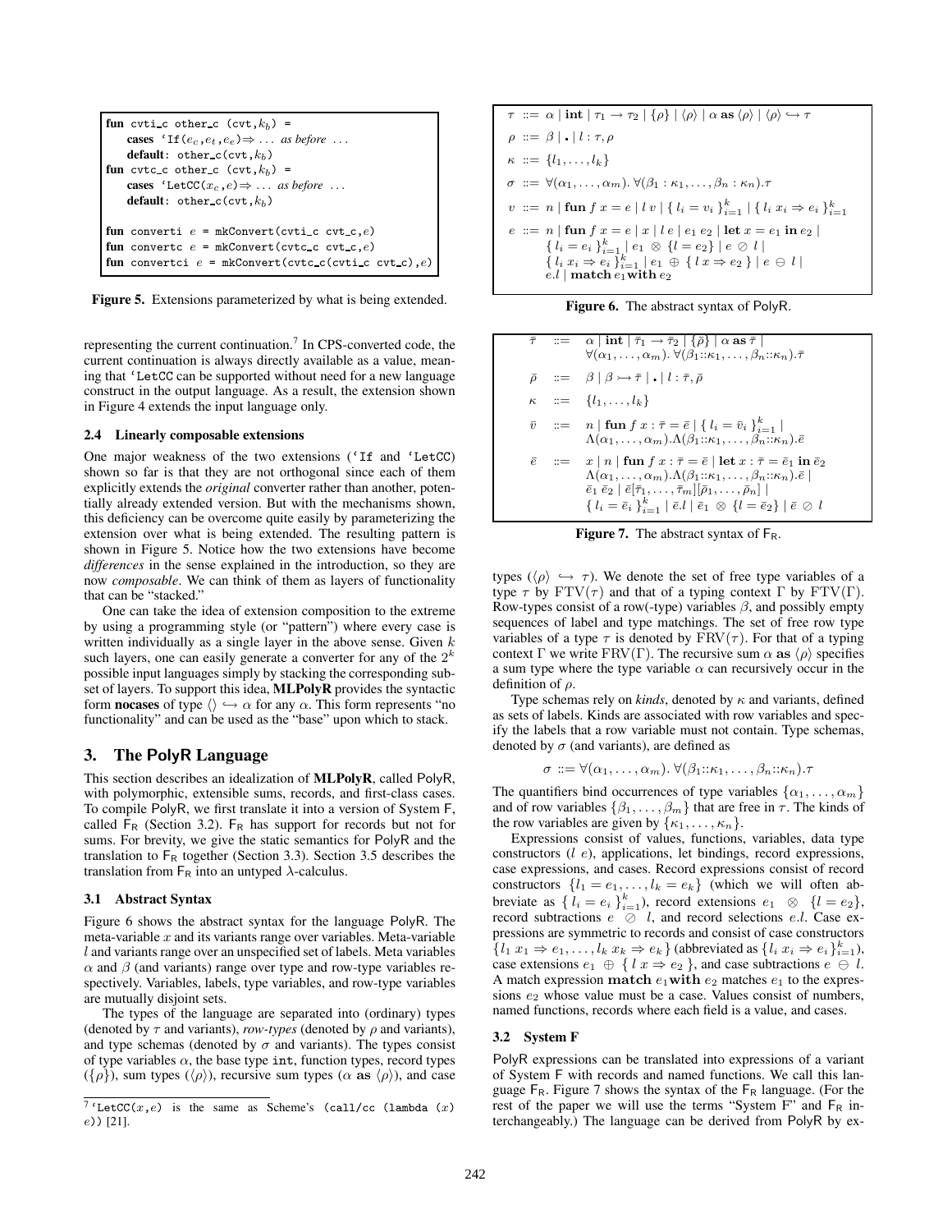```
fun cvti_c other_c (cvt,k_b) =
    cases `If(e_c,e_t,e_e) => ... as before ...
    default: other_c(cvt,k_b)
fun cvtc_c other_c (cvt,k_b) =
    cases `LetCC(x_c,e) => ... as before ...
    default: other_c(cvt,k_b)

fun converti e = mkConvert(cvti_c cvt_c,e)
fun convertc e = mkConvert(cvtc_c cvt_c,e)
fun convertci e = mkConvert(cvtc_c(cvti_c cvt_c),e)
```

**Figure 5.** Extensions parameterized by what is being extended.

representing the current continuation.[7] In CPS-converted code, the current continuation is always directly available as a value, meaning that `LetCC can be supported without need for a new language construct in the output language. As a result, the extension shown in Figure 4 extends the input language only.

### 2.4 Linearly composable extensions

One major weakness of the two extensions (`If and `LetCC) shown so far is that they are not orthogonal since each of them explicitly extends the *original* converter rather than another, potentially already extended version. But with the mechanisms shown, this deficiency can be overcome quite easily by parameterizing the extension over what is being extended. The resulting pattern is shown in Figure 5. Notice how the two extensions have become *differences* in the sense explained in the introduction, so they are now *composable*. We can think of them as layers of functionality that can be "stacked."

One can take the idea of extension composition to the extreme by using a programming style (or "pattern") where every case is written individually as a single layer in the above sense. Given $k$ such layers, one can easily generate a converter for any of the $2^k$ possible input languages simply by stacking the corresponding subset of layers. To support this idea, **MLPolyR** provides the syntactic form **nocases** of type $\langle\rangle \hookrightarrow \alpha$ for any $\alpha$. This form represents "no functionality" and can be used as the "base" upon which to stack.

## 3. The PolyR Language

This section describes an idealization of **MLPolyR**, called PolyR, with polymorphic, extensible sums, records, and first-class cases. To compile PolyR, we first translate it into a version of System F, called $\mathsf{F_R}$ (Section 3.2). $\mathsf{F_R}$ has support for records but not for sums. For brevity, we give the static semantics for PolyR and the translation to $\mathsf{F_R}$ together (Section 3.3). Section 3.5 describes the translation from $\mathsf{F_R}$ into an untyped $\lambda$-calculus.

### 3.1 Abstract Syntax

Figure 6 shows the abstract syntax for the language PolyR. The meta-variable $x$ and its variants range over variables. Meta-variable $l$ and variants range over an unspecified set of labels. Meta variables $\alpha$ and $\beta$ (and variants) range over type and row-type variables respectively. Variables, labels, type variables, and row-type variables are mutually disjoint sets.

The types of the language are separated into (ordinary) types (denoted by $\tau$ and variants), *row-types* (denoted by $\rho$ and variants), and type schemas (denoted by $\sigma$ and variants). The types consist of type variables $\alpha$, the base type int, function types, record types ($\{\rho\}$), sum types ($\langle\rho\rangle$), recursive sum types ($\alpha$ **as** $\langle\rho\rangle$), and case types ($\langle\rho\rangle \hookrightarrow \tau$). We denote the set of free type variables of a type $\tau$ by $\mathrm{FTV}(\tau)$ and that of a typing context $\Gamma$ by $\mathrm{FTV}(\Gamma)$. Row-types consist of a row(-type) variables $\beta$, and possibly empty sequences of label and type matchings. The set of free row type variables of a type $\tau$ is denoted by $\mathrm{FRV}(\tau)$. For that of a typing context $\Gamma$ we write $\mathrm{FRV}(\Gamma)$. The recursive sum $\alpha$ **as** $\langle\rho\rangle$ specifies a sum type where the type variable $\alpha$ can recursively occur in the definition of $\rho$.

Type schemas rely on *kinds*, denoted by $\kappa$ and variants, defined as sets of labels. Kinds are associated with row variables and specify the labels that a row variable must not contain. Type schemas, denoted by $\sigma$ (and variants), are defined as

$$\sigma ::= \forall(\alpha_1,\ldots,\alpha_m).\ \forall(\beta_1{::}\kappa_1,\ldots,\beta_n{::}\kappa_n).\tau$$

The quantifiers bind occurrences of type variables $\{\alpha_1,\ldots,\alpha_m\}$ and of row variables $\{\beta_1,\ldots,\beta_m\}$ that are free in $\tau$. The kinds of the row variables are given by $\{\kappa_1,\ldots,\kappa_n\}$.

Expressions consist of values, functions, variables, data type constructors ($l\ e$), applications, let bindings, record expressions, case expressions, and cases. Record expressions consist of record constructors $\{l_1 = e_1,\ldots,l_k = e_k\}$ (which we will often abbreviate as $\{\ l_i = e_i\ \}_{i=1}^k$), record extensions $e_1 \otimes \{l = e_2\}$, record subtractions $e \oslash l$, and record selections $e.l$. Case expressions are symmetric to records and consist of case constructors $\{l_1\ x_1 \Rightarrow e_1,\ldots,l_k\ x_k \Rightarrow e_k\}$ (abbreviated as $\{l_i\ x_i \Rightarrow e_i\}_{i=1}^k$), case extensions $e_1 \oplus \{\ l\ x \Rightarrow e_2\ \}$, and case subtractions $e \ominus l$. A match expression $\mathbf{match}\ e_1 \mathbf{with}\ e_2$ matches $e_1$ to the expressions $e_2$ whose value must be a case. Values consist of numbers, named functions, records where each field is a value, and cases.

$$
\begin{array}{l}
\tau ::= \alpha \mid \mathbf{int} \mid \tau_1 \to \tau_2 \mid \{\rho\} \mid \langle\rho\rangle \mid \alpha\ \mathbf{as}\ \langle\rho\rangle \mid \langle\rho\rangle \hookrightarrow \tau \\
\rho ::= \beta \mid \centerdot \mid l : \tau, \rho \\
\kappa ::= \{l_1,\ldots,l_k\} \\
\sigma ::= \forall(\alpha_1,\ldots,\alpha_m).\ \forall(\beta_1 : \kappa_1,\ldots,\beta_n : \kappa_n).\tau \\
v ::= n \mid \mathbf{fun}\ f\ x = e \mid l\ v \mid \{\ l_i = v_i\ \}_{i=1}^k \mid \{\ l_i\ x_i \Rightarrow e_i\ \}_{i=1}^k \\
e ::= n \mid \mathbf{fun}\ f\ x = e \mid x \mid l\ e \mid e_1\ e_2 \mid \mathbf{let}\ x = e_1\ \mathbf{in}\ e_2 \mid \\
\quad\quad \{\ l_i = e_i\ \}_{i=1}^k \mid e_1 \otimes \{l = e_2\} \mid e \oslash l \mid \\
\quad\quad \{\ l_i\ x_i \Rightarrow e_i\ \}_{i=1}^k \mid e_1 \oplus \{\ l\ x \Rightarrow e_2\ \} \mid e \ominus l \mid \\
\quad\quad e.l \mid \mathbf{match}\ e_1 \mathbf{with}\ e_2
\end{array}
$$

**Figure 6.** The abstract syntax of PolyR.

$$
\begin{array}{lcl}
\bar\tau & ::= & \alpha \mid \mathbf{int} \mid \bar\tau_1 \to \bar\tau_2 \mid \{\bar\rho\} \mid \alpha\ \mathbf{as}\ \bar\tau \mid \\
 & & \forall(\alpha_1,\ldots,\alpha_m).\ \forall(\beta_1{::}\kappa_1,\ldots,\beta_n{::}\kappa_n).\bar\tau \\
\bar\rho & ::= & \beta \mid \beta \rightarrowtail \bar\tau \mid \centerdot \mid l : \bar\tau, \bar\rho \\
\kappa & ::= & \{l_1,\ldots,l_k\} \\
\bar v & ::= & n \mid \mathbf{fun}\ f\ x : \bar\tau = \bar e \mid \{\ l_i = \bar v_i\ \}_{i=1}^k \mid \\
 & & \Lambda(\alpha_1,\ldots,\alpha_m).\Lambda(\beta_1{::}\kappa_1,\ldots,\beta_n{::}\kappa_n).\bar e \\
\bar e & ::= & x \mid n \mid \mathbf{fun}\ f\ x : \bar\tau = \bar e \mid \mathbf{let}\ x : \bar\tau = \bar e_1\ \mathbf{in}\ \bar e_2 \\
 & & \Lambda(\alpha_1,\ldots,\alpha_m).\Lambda(\beta_1{::}\kappa_1,\ldots,\beta_n{::}\kappa_n).\bar e \mid \\
 & & \bar e_1\ \bar e_2 \mid \bar e[\bar\tau_1,\ldots,\bar\tau_m][\bar\rho_1,\ldots,\bar\rho_n] \mid \\
 & & \{\ l_i = \bar e_i\ \}_{i=1}^k \mid \bar e.l \mid \bar e_1 \otimes \{l = \bar e_2\} \mid \bar e \oslash l
\end{array}
$$

**Figure 7.** The abstract syntax of $\mathsf{F_R}$.

### 3.2 System F

PolyR expressions can be translated into expressions of a variant of System F with records and named functions. We call this language $\mathsf{F_R}$. Figure 7 shows the syntax of the $\mathsf{F_R}$ language. (For the rest of the paper we will use the terms "System F" and $\mathsf{F_R}$ interchangeably.) The language can be derived from PolyR by ex-

[7] `LetCC($x$,$e$) is the same as Scheme's (call/cc (lambda ($x$) $e$)) [21].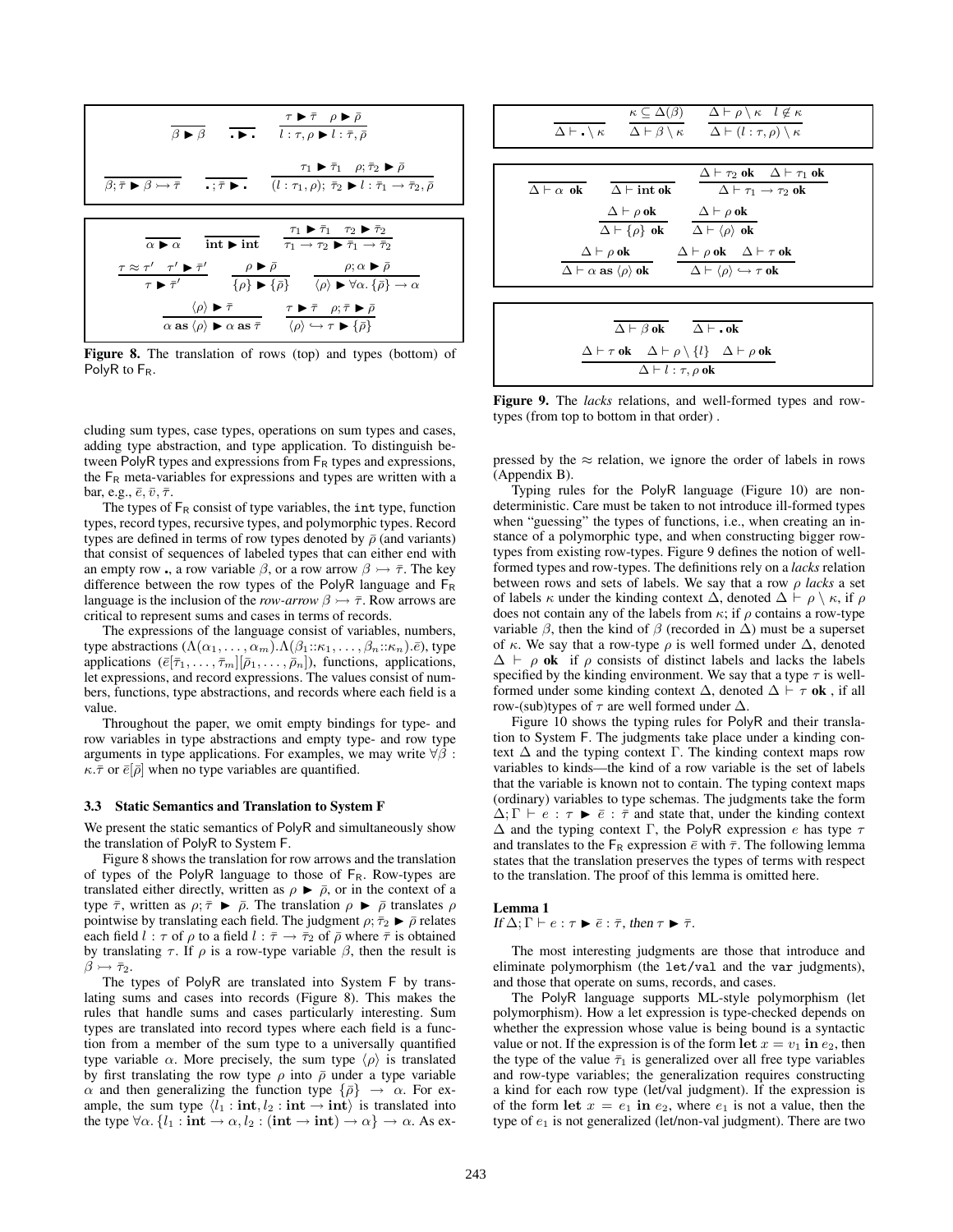$$\frac{}{\beta \blacktriangleright \beta} \qquad \frac{}{\bullet \blacktriangleright \bullet} \qquad \frac{\tau \blacktriangleright \bar{\tau} \quad \rho \blacktriangleright \bar{\rho}}{l : \tau, \rho \blacktriangleright l : \bar{\tau}, \bar{\rho}}$$

$$\frac{}{\beta; \bar{\tau} \blacktriangleright \beta \rightarrowtail \bar{\tau}} \qquad \frac{}{\bullet; \bar{\tau} \blacktriangleright \bullet} \qquad \frac{\tau_1 \blacktriangleright \bar{\tau}_1 \quad \rho; \bar{\tau}_2 \blacktriangleright \bar{\rho}}{(l : \tau_1, \rho);\ \bar{\tau}_2 \blacktriangleright l : \bar{\tau}_1 \rightarrow \bar{\tau}_2, \bar{\rho}}$$

$$\frac{}{\alpha \blacktriangleright \alpha} \qquad \frac{}{\mathbf{int} \blacktriangleright \mathbf{int}} \qquad \frac{\tau_1 \blacktriangleright \bar{\tau}_1 \quad \tau_2 \blacktriangleright \bar{\tau}_2}{\tau_1 \rightarrow \tau_2 \blacktriangleright \bar{\tau}_1 \rightarrow \bar{\tau}_2}$$

$$\frac{\tau \approx \tau' \quad \tau' \blacktriangleright \bar{\tau}'}{\tau \blacktriangleright \bar{\tau}'} \qquad \frac{\rho \blacktriangleright \bar{\rho}}{\{\rho\} \blacktriangleright \{\bar{\rho}\}} \qquad \frac{\rho; \alpha \blacktriangleright \bar{\rho}}{\langle\rho\rangle \blacktriangleright \forall\alpha. \{\bar{\rho}\} \rightarrow \alpha}$$

$$\frac{\langle\rho\rangle \blacktriangleright \bar{\tau}}{\alpha \ \mathbf{as}\ \langle\rho\rangle \blacktriangleright \alpha \ \mathbf{as}\ \bar{\tau}} \qquad \frac{\tau \blacktriangleright \bar{\tau} \quad \rho; \bar{\tau} \blacktriangleright \bar{\rho}}{\langle\rho\rangle \hookrightarrow \tau \blacktriangleright \{\bar{\rho}\}}$$

**Figure 8.** The translation of rows (top) and types (bottom) of PolyR to $\mathsf{F_R}$.

$$\frac{}{\Delta \vdash \bullet \setminus \kappa} \qquad \frac{\kappa \subseteq \Delta(\beta)}{\Delta \vdash \beta \setminus \kappa} \qquad \frac{\Delta \vdash \rho \setminus \kappa \quad l \notin \kappa}{\Delta \vdash (l : \tau, \rho) \setminus \kappa}$$

$$\frac{}{\Delta \vdash \alpha\ \mathbf{ok}} \qquad \frac{}{\Delta \vdash \mathbf{int\ ok}} \qquad \frac{\Delta \vdash \tau_2\ \mathbf{ok} \quad \Delta \vdash \tau_1\ \mathbf{ok}}{\Delta \vdash \tau_1 \rightarrow \tau_2\ \mathbf{ok}}$$

$$\frac{\Delta \vdash \rho\ \mathbf{ok}}{\Delta \vdash \{\rho\}\ \mathbf{ok}} \qquad \frac{\Delta \vdash \rho\ \mathbf{ok}}{\Delta \vdash \langle\rho\rangle\ \mathbf{ok}}$$

$$\frac{\Delta \vdash \rho\ \mathbf{ok}}{\Delta \vdash \alpha\ \mathbf{as}\ \langle\rho\rangle\ \mathbf{ok}} \qquad \frac{\Delta \vdash \rho\ \mathbf{ok} \quad \Delta \vdash \tau\ \mathbf{ok}}{\Delta \vdash \langle\rho\rangle \hookrightarrow \tau\ \mathbf{ok}}$$

$$\frac{}{\Delta \vdash \beta\ \mathbf{ok}} \qquad \frac{}{\Delta \vdash \bullet\ \mathbf{ok}}$$

$$\frac{\Delta \vdash \tau\ \mathbf{ok} \quad \Delta \vdash \rho \setminus \{l\} \quad \Delta \vdash \rho\ \mathbf{ok}}{\Delta \vdash l : \tau, \rho\ \mathbf{ok}}$$

**Figure 9.** The *lacks* relations, and well-formed types and row-types (from top to bottom in that order) .

cluding sum types, case types, operations on sum types and cases, adding type abstraction, and type application. To distinguish between PolyR types and expressions from $\mathsf{F_R}$ types and expressions, the $\mathsf{F_R}$ meta-variables for expressions and types are written with a bar, e.g., $\bar{e}, \bar{v}, \bar{\tau}$.

The types of $\mathsf{F_R}$ consist of type variables, the `int` type, function types, record types, recursive types, and polymorphic types. Record types are defined in terms of row types denoted by $\bar{\rho}$ (and variants) that consist of sequences of labeled types that can either end with an empty row $\bullet$, a row variable $\beta$, or a row arrow $\beta \rightarrowtail \bar{\tau}$. The key difference between the row types of the PolyR language and $\mathsf{F_R}$ language is the inclusion of the *row-arrow* $\beta \rightarrowtail \bar{\tau}$. Row arrows are critical to represent sums and cases in terms of records.

The expressions of the language consist of variables, numbers, type abstractions $(\Lambda(\alpha_1, \ldots, \alpha_m).\Lambda(\beta_1{::}\kappa_1, \ldots, \beta_n{::}\kappa_n).\bar{e})$, type applications $(\bar{e}[\bar{\tau}_1, \ldots, \bar{\tau}_m][\bar{\rho}_1, \ldots, \bar{\rho}_n])$, functions, applications, let expressions, and record expressions. The values consist of numbers, functions, type abstractions, and records where each field is a value.

Throughout the paper, we omit empty bindings for type- and row variables in type abstractions and empty type- and row type arguments in type applications. For examples, we may write $\forall\beta : \kappa.\bar{\tau}$ or $\bar{e}[\bar{\rho}]$ when no type variables are quantified.

### 3.3 Static Semantics and Translation to System F

We present the static semantics of PolyR and simultaneously show the translation of PolyR to System F.

Figure 8 shows the translation for row arrows and the translation of types of the PolyR language to those of $\mathsf{F_R}$. Row-types are translated either directly, written as $\rho \blacktriangleright \bar{\rho}$, or in the context of a type $\bar{\tau}$, written as $\rho; \bar{\tau} \blacktriangleright \bar{\rho}$. The translation $\rho \blacktriangleright \bar{\rho}$ translates $\rho$ pointwise by translating each field. The judgment $\rho; \bar{\tau}_2 \blacktriangleright \bar{\rho}$ relates each field $l : \tau$ of $\rho$ to a field $l : \bar{\tau} \rightarrow \bar{\tau}_2$ of $\bar{\rho}$ where $\bar{\tau}$ is obtained by translating $\tau$. If $\rho$ is a row-type variable $\beta$, then the result is $\beta \rightarrowtail \bar{\tau}_2$.

The types of PolyR are translated into System F by translating sums and cases into records (Figure 8). This makes the rules that handle sums and cases particularly interesting. Sum types are translated into record types where each field is a function from a member of the sum type to a universally quantified type variable $\alpha$. More precisely, the sum type $\langle\rho\rangle$ is translated by first translating the row type $\rho$ into $\bar{\rho}$ under a type variable $\alpha$ and then generalizing the function type $\{\bar{\rho}\} \rightarrow \alpha$. For example, the sum type $\langle l_1 : \mathbf{int}, l_2 : \mathbf{int} \rightarrow \mathbf{int}\rangle$ is translated into the type $\forall\alpha.\{l_1 : \mathbf{int} \rightarrow \alpha, l_2 : (\mathbf{int} \rightarrow \mathbf{int}) \rightarrow \alpha\} \rightarrow \alpha$. As expressed by the $\approx$ relation, we ignore the order of labels in rows (Appendix B).

Typing rules for the PolyR language (Figure 10) are nondeterministic. Care must be taken to not introduce ill-formed types when "guessing" the types of functions, i.e., when creating an instance of a polymorphic type, and when constructing bigger row-types from existing row-types. Figure 9 defines the notion of well-formed types and row-types. The definitions rely on a *lacks* relation between rows and sets of labels. We say that a row $\rho$ *lacks* a set of labels $\kappa$ under the kinding context $\Delta$, denoted $\Delta \vdash \rho \setminus \kappa$, if $\rho$ does not contain any of the labels from $\kappa$; if $\rho$ contains a row-type variable $\beta$, then the kind of $\beta$ (recorded in $\Delta$) must be a superset of $\kappa$. We say that a row-type $\rho$ is well formed under $\Delta$, denoted $\Delta \vdash \rho\ \mathbf{ok}$ if $\rho$ consists of distinct labels and lacks the labels specified by the kinding environment. We say that a type $\tau$ is well-formed under some kinding context $\Delta$, denoted $\Delta \vdash \tau\ \mathbf{ok}$ , if all row-(sub)types of $\tau$ are well formed under $\Delta$.

Figure 10 shows the typing rules for PolyR and their translation to System F. The judgments take place under a kinding context $\Delta$ and the typing context $\Gamma$. The kinding context maps row variables to kinds—the kind of a row variable is the set of labels that the variable is known not to contain. The typing context maps (ordinary) variables to type schemas. The judgments take the form $\Delta; \Gamma \vdash e : \tau \blacktriangleright \bar{e} : \bar{\tau}$ and state that, under the kinding context $\Delta$ and the typing context $\Gamma$, the PolyR expression $e$ has type $\tau$ and translates to the $\mathsf{F_R}$ expression $\bar{e}$ with $\bar{\tau}$. The following lemma states that the translation preserves the types of terms with respect to the translation. The proof of this lemma is omitted here.

**Lemma 1**
*If* $\Delta; \Gamma \vdash e : \tau \blacktriangleright \bar{e} : \bar{\tau}$, *then* $\tau \blacktriangleright \bar{\tau}$.

The most interesting judgments are those that introduce and eliminate polymorphism (the `let/val` and the `var` judgments), and those that operate on sums, records, and cases.

The PolyR language supports ML-style polymorphism (let polymorphism). How a let expression is type-checked depends on whether the expression whose value is being bound is a syntactic value or not. If the expression is of the form $\mathbf{let}\ x = v_1\ \mathbf{in}\ e_2$, then the type of the value $\bar{\tau}_1$ is generalized over all free type variables and row-type variables; the generalization requires constructing a kind for each row type (let/val judgment). If the expression is of the form $\mathbf{let}\ x = e_1\ \mathbf{in}\ e_2$, where $e_1$ is not a value, then the type of $e_1$ is not generalized (let/non-val judgment). There are two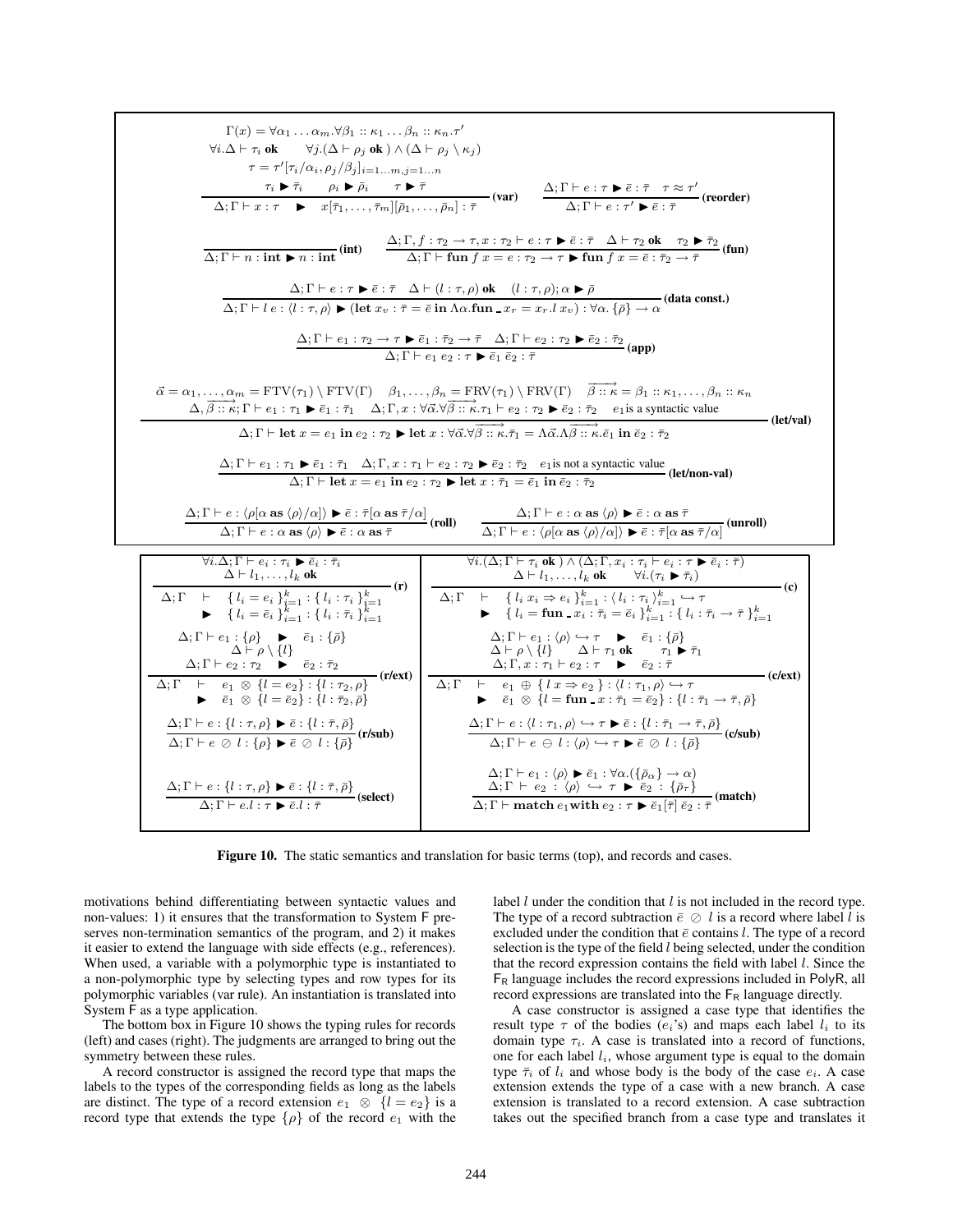$$\frac{\begin{array}{c}\Gamma(x) = \forall\alpha_1 \ldots \alpha_m.\forall\beta_1 :: \kappa_1 \ldots \beta_n :: \kappa_n.\tau' \\ \forall i.\Delta \vdash \tau_i \ \textbf{ok} \qquad \forall j.(\Delta \vdash \rho_j \ \textbf{ok}) \wedge (\Delta \vdash \rho_j \setminus \kappa_j) \\ \tau = \tau'[\tau_i/\alpha_i, \rho_j/\beta_j]_{i=1\ldots m, j=1\ldots n} \\ \tau_i \blacktriangleright \bar{\tau}_i \qquad \rho_i \blacktriangleright \bar{\rho}_i \qquad \tau \blacktriangleright \bar{\tau}\end{array}}{\Delta; \Gamma \vdash x : \tau \quad \blacktriangleright \quad x[\bar{\tau}_1, \ldots, \bar{\tau}_m][\bar{\rho}_1, \ldots, \bar{\rho}_n] : \bar{\tau}} \textbf{(var)} \qquad \frac{\Delta; \Gamma \vdash e : \tau \blacktriangleright \bar{e} : \bar{\tau} \quad \tau \approx \tau'}{\Delta; \Gamma \vdash e : \tau' \blacktriangleright \bar{e} : \bar{\tau}} \textbf{(reorder)}$$

$$\frac{}{\Delta; \Gamma \vdash n : \textbf{int} \blacktriangleright n : \textbf{int}} \textbf{(int)} \qquad \frac{\Delta; \Gamma, f : \tau_2 \to \tau, x : \tau_2 \vdash e : \tau \blacktriangleright \bar{e} : \bar{\tau} \quad \Delta \vdash \tau_2 \ \textbf{ok} \quad \tau_2 \blacktriangleright \bar{\tau}_2}{\Delta; \Gamma \vdash \textbf{fun}\ f\ x = e : \tau_2 \to \tau \blacktriangleright \textbf{fun}\ f\ x = \bar{e} : \bar{\tau}_2 \to \bar{\tau}} \textbf{(fun)}$$

$$\frac{\Delta; \Gamma \vdash e : \tau \blacktriangleright \bar{e} : \bar{\tau} \quad \Delta \vdash (l : \tau, \rho) \ \textbf{ok} \quad (l : \tau, \rho); \alpha \blacktriangleright \bar{\rho}}{\Delta; \Gamma \vdash l\ e : \langle l : \tau, \rho \rangle \blacktriangleright (\textbf{let}\ x_v : \bar{\tau} = \bar{e}\ \textbf{in}\ \Lambda\alpha.\textbf{fun}\ \_\ x_r = x_r.l\ x_v) : \forall\alpha.\{\bar{\rho}\} \to \alpha} \textbf{(data const.)}$$

$$\frac{\Delta; \Gamma \vdash e_1 : \tau_2 \to \tau \blacktriangleright \bar{e}_1 : \bar{\tau}_2 \to \bar{\tau} \quad \Delta; \Gamma \vdash e_2 : \tau_2 \blacktriangleright \bar{e}_2 : \bar{\tau}_2}{\Delta; \Gamma \vdash e_1\ e_2 : \tau \blacktriangleright \bar{e}_1\ \bar{e}_2 : \bar{\tau}} \textbf{(app)}$$

$$\frac{\begin{array}{c}\vec{\alpha} = \alpha_1, \ldots, \alpha_m = \mathrm{FTV}(\tau_1) \setminus \mathrm{FTV}(\Gamma) \quad \beta_1, \ldots, \beta_n = \mathrm{FRV}(\tau_1) \setminus \mathrm{FRV}(\Gamma) \quad \overrightarrow{\beta :: \kappa} = \beta_1 :: \kappa_1, \ldots, \beta_n :: \kappa_n \\ \Delta, \overrightarrow{\beta :: \kappa}; \Gamma \vdash e_1 : \tau_1 \blacktriangleright \bar{e}_1 : \bar{\tau}_1 \quad \Delta; \Gamma, x : \forall\vec{\alpha}.\forall\overrightarrow{\beta :: \kappa}.\tau_1 \vdash e_2 : \tau_2 \blacktriangleright \bar{e}_2 : \bar{\tau}_2 \quad e_1 \text{ is a syntactic value}\end{array}}{\Delta; \Gamma \vdash \textbf{let}\ x = e_1\ \textbf{in}\ e_2 : \tau_2 \blacktriangleright \textbf{let}\ x : \forall\vec{\alpha}.\forall\overrightarrow{\beta :: \kappa}.\bar{\tau}_1 = \Lambda\vec{\alpha}.\Lambda\overrightarrow{\beta :: \kappa}.\bar{e}_1\ \textbf{in}\ \bar{e}_2 : \bar{\tau}_2} \textbf{(let/val)}$$

$$\frac{\Delta; \Gamma \vdash e_1 : \tau_1 \blacktriangleright \bar{e}_1 : \bar{\tau}_1 \quad \Delta; \Gamma, x : \tau_1 \vdash e_2 : \tau_2 \blacktriangleright \bar{e}_2 : \bar{\tau}_2 \quad e_1 \text{ is not a syntactic value}}{\Delta; \Gamma \vdash \textbf{let}\ x = e_1\ \textbf{in}\ e_2 : \tau_2 \blacktriangleright \textbf{let}\ x : \bar{\tau}_1 = \bar{e}_1\ \textbf{in}\ \bar{e}_2 : \bar{\tau}_2} \textbf{(let/non-val)}$$

$$\frac{\Delta; \Gamma \vdash e : \langle \rho[\alpha\ \textbf{as}\ \langle\rho\rangle/\alpha] \rangle \blacktriangleright \bar{e} : \bar{\tau}[\alpha\ \textbf{as}\ \bar{\tau}/\alpha]}{\Delta; \Gamma \vdash e : \alpha\ \textbf{as}\ \langle\rho\rangle \blacktriangleright \bar{e} : \alpha\ \textbf{as}\ \bar{\tau}} \textbf{(roll)} \qquad \frac{\Delta; \Gamma \vdash e : \alpha\ \textbf{as}\ \langle\rho\rangle \blacktriangleright \bar{e} : \alpha\ \textbf{as}\ \bar{\tau}}{\Delta; \Gamma \vdash e : \langle \rho[\alpha\ \textbf{as}\ \langle\rho\rangle/\alpha] \rangle \blacktriangleright \bar{e} : \bar{\tau}[\alpha\ \textbf{as}\ \bar{\tau}/\alpha]} \textbf{(unroll)}$$

$$\frac{\forall i.\Delta; \Gamma \vdash e_i : \tau_i \blacktriangleright \bar{e}_i : \bar{\tau}_i \quad \Delta \vdash l_1, \ldots, l_k \ \textbf{ok}}{\Delta; \Gamma \vdash \{\, l_i = e_i \,\}_{i=1}^k : \{\, l_i : \tau_i \,\}_{i=1}^k \blacktriangleright \{\, l_i = \bar{e}_i \,\}_{i=1}^k : \{\, l_i : \bar{\tau}_i \,\}_{i=1}^k} \textbf{(r)}$$

$$\frac{\forall i.(\Delta; \Gamma \vdash \tau_i \ \textbf{ok}) \wedge (\Delta; \Gamma, x_i : \tau_i \vdash e_i : \tau \blacktriangleright \bar{e}_i : \bar{\tau}) \quad \Delta \vdash l_1, \ldots, l_k \ \textbf{ok} \quad \forall i.(\tau_i \blacktriangleright \bar{\tau}_i)}{\Delta; \Gamma \vdash \{\, l_i\ x_i \Rightarrow e_i \,\}_{i=1}^k : \langle\, l_i : \tau_i \,\rangle_{i=1}^k \hookrightarrow \tau \blacktriangleright \{\, l_i = \textbf{fun}\ \_\ x_i : \bar{\tau}_i = \bar{e}_i \,\}_{i=1}^k : \{\, l_i : \bar{\tau}_i \to \bar{\tau} \,\}_{i=1}^k} \textbf{(c)}$$

$$\frac{\Delta; \Gamma \vdash e_1 : \{\rho\} \blacktriangleright \bar{e}_1 : \{\bar{\rho}\} \quad \Delta \vdash \rho \setminus \{l\} \quad \Delta; \Gamma \vdash e_2 : \tau_2 \blacktriangleright \bar{e}_2 : \bar{\tau}_2}{\Delta; \Gamma \vdash e_1 \otimes \{l = e_2\} : \{l : \tau_2, \rho\} \blacktriangleright \bar{e}_1 \otimes \{l = \bar{e}_2\} : \{l : \bar{\tau}_2, \bar{\rho}\}} \textbf{(r/ext)}$$

$$\frac{\Delta; \Gamma \vdash e_1 : \langle\rho\rangle \hookrightarrow \tau \blacktriangleright \bar{e}_1 : \{\bar{\rho}\} \quad \Delta \vdash \rho \setminus \{l\} \quad \Delta \vdash \tau_1 \ \textbf{ok} \quad \tau_1 \blacktriangleright \bar{\tau}_1 \quad \Delta; \Gamma, x : \tau_1 \vdash e_2 : \tau \blacktriangleright \bar{e}_2 : \bar{\tau}}{\Delta; \Gamma \vdash e_1 \oplus \{\, l\ x \Rightarrow e_2 \,\} : \langle l : \tau_1, \rho \rangle \hookrightarrow \tau \blacktriangleright \bar{e}_1 \otimes \{l = \textbf{fun}\ \_\ x : \bar{\tau}_1 = \bar{e}_2\} : \{l : \bar{\tau}_1 \to \bar{\tau}, \bar{\rho}\}} \textbf{(c/ext)}$$

$$\frac{\Delta; \Gamma \vdash e : \{l : \tau, \rho\} \blacktriangleright \bar{e} : \{l : \bar{\tau}, \bar{\rho}\}}{\Delta; \Gamma \vdash e \oslash l : \{\rho\} \blacktriangleright \bar{e} \oslash l : \{\bar{\rho}\}} \textbf{(r/sub)} \qquad \frac{\Delta; \Gamma \vdash e : \langle l : \tau_1, \rho \rangle \hookrightarrow \tau \blacktriangleright \bar{e} : \{l : \bar{\tau}_1 \to \bar{\tau}, \bar{\rho}\}}{\Delta; \Gamma \vdash e \ominus l : \langle\rho\rangle \hookrightarrow \tau \blacktriangleright \bar{e} \oslash l : \{\bar{\rho}\}} \textbf{(c/sub)}$$

$$\frac{\Delta; \Gamma \vdash e : \{l : \tau, \rho\} \blacktriangleright \bar{e} : \{l : \bar{\tau}, \bar{\rho}\}}{\Delta; \Gamma \vdash e.l : \tau \blacktriangleright \bar{e}.l : \bar{\tau}} \textbf{(select)} \qquad \frac{\Delta; \Gamma \vdash e_1 : \langle\rho\rangle \blacktriangleright \bar{e}_1 : \forall\alpha.(\{\bar{\rho}_\alpha\} \to \alpha) \quad \Delta; \Gamma \vdash e_2 : \langle\rho\rangle \hookrightarrow \tau \blacktriangleright \bar{e}_2 : \{\bar{\rho}_\tau\}}{\Delta; \Gamma \vdash \textbf{match}\ e_1\ \textbf{with}\ e_2 : \tau \blacktriangleright \bar{e}_1[\bar{\tau}]\ \bar{e}_2 : \bar{\tau}} \textbf{(match)}$$

**Figure 10.** The static semantics and translation for basic terms (top), and records and cases.

motivations behind differentiating between syntactic values and non-values: 1) it ensures that the transformation to System F preserves non-termination semantics of the program, and 2) it makes it easier to extend the language with side effects (e.g., references). When used, a variable with a polymorphic type is instantiated to a non-polymorphic type by selecting types and row types for its polymorphic variables (var rule). An instantiation is translated into System F as a type application.

The bottom box in Figure 10 shows the typing rules for records (left) and cases (right). The judgments are arranged to bring out the symmetry between these rules.

A record constructor is assigned the record type that maps the labels to the types of the corresponding fields as long as the labels are distinct. The type of a record extension $e_1 \otimes \{l = e_2\}$ is a record type that extends the type $\{\rho\}$ of the record $e_1$ with the label $l$ under the condition that $l$ is not included in the record type. The type of a record subtraction $\bar{e} \oslash l$ is a record where label $l$ is excluded under the condition that $\bar{e}$ contains $l$. The type of a record selection is the type of the field $l$ being selected, under the condition that the record expression contains the field with label $l$. Since the $\mathsf{F_R}$ language includes the record expressions included in PolyR, all record expressions are translated into the $\mathsf{F_R}$ language directly.

A case constructor is assigned a case type that identifies the result type $\tau$ of the bodies ($e_i$'s) and maps each label $l_i$ to its domain type $\tau_i$. A case is translated into a record of functions, one for each label $l_i$, whose argument type is equal to the domain type $\bar{\tau}_i$ of $l_i$ and whose body is the body of the case $e_i$. A case extension extends the type of a case with a new branch. A case extension is translated to a record extension. A case subtraction takes out the specified branch from a case type and translates it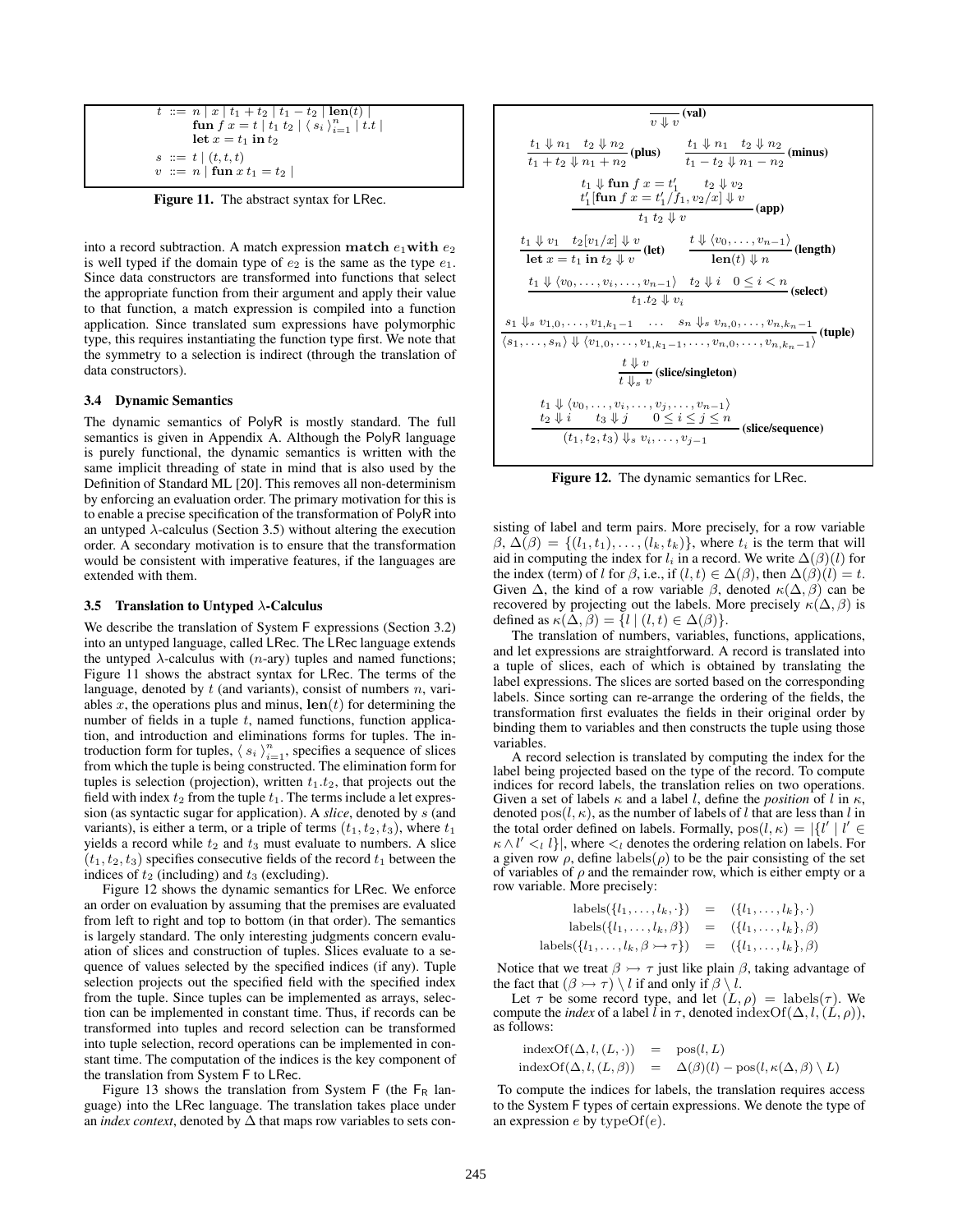$$
\begin{array}{rl}
t & ::= n \mid x \mid t_1 + t_2 \mid t_1 - t_2 \mid \mathbf{len}(t) \mid \\
 & \quad \mathbf{fun}\ f\ x = t \mid t_1\ t_2 \mid \langle\, s_i \,\rangle_{i=1}^{n} \mid t.t \mid \\
 & \quad \mathbf{let}\ x = t_1\ \mathbf{in}\ t_2 \\
s & ::= t \mid (t, t, t) \\
v & ::= n \mid \mathbf{fun}\ x\ t_1 = t_2 \mid
\end{array}
$$

**Figure 11.** The abstract syntax for LRec.

into a record subtraction. A match expression $\mathbf{match}\ e_1 \mathbf{with}\ e_2$ is well typed if the domain type of $e_2$ is the same as the type $e_1$. Since data constructors are transformed into functions that select the appropriate function from their argument and apply their value to that function, a match expression is compiled into a function application. Since translated sum expressions have polymorphic type, this requires instantiating the function type first. We note that the symmetry to a selection is indirect (through the translation of data constructors).

### 3.4 Dynamic Semantics

The dynamic semantics of PolyR is mostly standard. The full semantics is given in Appendix A. Although the PolyR language is purely functional, the dynamic semantics is written with the same implicit threading of state in mind that is also used by the Definition of Standard ML [20]. This removes all non-determinism by enforcing an evaluation order. The primary motivation for this is to enable a precise specification of the transformation of PolyR into an untyped $\lambda$-calculus (Section 3.5) without altering the execution order. A secondary motivation is to ensure that the transformation would be consistent with imperative features, if the languages are extended with them.

### 3.5 Translation to Untyped $\lambda$-Calculus

We describe the translation of System F expressions (Section 3.2) into an untyped language, called LRec. The LRec language extends the untyped $\lambda$-calculus with ($n$-ary) tuples and named functions; Figure 11 shows the abstract syntax for LRec. The terms of the language, denoted by $t$ (and variants), consist of numbers $n$, variables $x$, the operations plus and minus, $\mathbf{len}(t)$ for determining the number of fields in a tuple $t$, named functions, function application, and introduction and eliminations forms for tuples. The introduction form for tuples, $\langle\, s_i \,\rangle_{i=1}^{n}$, specifies a sequence of slices from which the tuple is being constructed. The elimination form for tuples is selection (projection), written $t_1.t_2$, that projects out the field with index $t_2$ from the tuple $t_1$. The terms include a let expression (as syntactic sugar for application). A *slice*, denoted by $s$ (and variants), is either a term, or a triple of terms $(t_1, t_2, t_3)$, where $t_1$ yields a record while $t_2$ and $t_3$ must evaluate to numbers. A slice $(t_1, t_2, t_3)$ specifies consecutive fields of the record $t_1$ between the indices of $t_2$ (including) and $t_3$ (excluding).

Figure 12 shows the dynamic semantics for LRec. We enforce an order on evaluation by assuming that the premises are evaluated from left to right and top to bottom (in that order). The semantics is largely standard. The only interesting judgments concern evaluation of slices and construction of tuples. Slices evaluate to a sequence of values selected by the specified indices (if any). Tuple selection projects out the specified field with the specified index from the tuple. Since tuples can be implemented as arrays, selection can be implemented in constant time. Thus, if records can be transformed into tuples and record selection can be transformed into tuple selection, record operations can be implemented in constant time. The computation of the indices is the key component of the translation from System F to LRec.

Figure 13 shows the translation from System F (the $\mathsf{F_R}$ language) into the LRec language. The translation takes place under an *index context*, denoted by $\Delta$ that maps row variables to sets consisting of label and term pairs. More precisely, for a row variable $\beta$, $\Delta(\beta) = \{(l_1, t_1), \ldots, (l_k, t_k)\}$, where $t_i$ is the term that will aid in computing the index for $l_i$ in a record. We write $\Delta(\beta)(l)$ for the index (term) of $l$ for $\beta$, i.e., if $(l, t) \in \Delta(\beta)$, then $\Delta(\beta)(l) = t$. Given $\Delta$, the kind of a row variable $\beta$, denoted $\kappa(\Delta, \beta)$ can be recovered by projecting out the labels. More precisely $\kappa(\Delta, \beta)$ is defined as $\kappa(\Delta, \beta) = \{l \mid (l, t) \in \Delta(\beta)\}$.

$$\frac{}{v \Downarrow v}\ \textbf{(val)}$$

$$\frac{t_1 \Downarrow n_1 \quad t_2 \Downarrow n_2}{t_1 + t_2 \Downarrow n_1 + n_2}\ \textbf{(plus)} \qquad \frac{t_1 \Downarrow n_1 \quad t_2 \Downarrow n_2}{t_1 - t_2 \Downarrow n_1 - n_2}\ \textbf{(minus)}$$

$$\frac{t_1 \Downarrow \mathbf{fun}\ f\ x = t_1' \qquad t_2 \Downarrow v_2 \qquad t_1'[\mathbf{fun}\ f\ x = t_1'/f_1, v_2/x] \Downarrow v}{t_1\ t_2 \Downarrow v}\ \textbf{(app)}$$

$$\frac{t_1 \Downarrow v_1 \quad t_2[v_1/x] \Downarrow v}{\mathbf{let}\ x = t_1\ \mathbf{in}\ t_2 \Downarrow v}\ \textbf{(let)} \qquad \frac{t \Downarrow \langle v_0, \ldots, v_{n-1}\rangle}{\mathbf{len}(t) \Downarrow n}\ \textbf{(length)}$$

$$\frac{t_1 \Downarrow \langle v_0, \ldots, v_i, \ldots, v_{n-1}\rangle \quad t_2 \Downarrow i \quad 0 \le i < n}{t_1.t_2 \Downarrow v_i}\ \textbf{(select)}$$

$$\frac{s_1 \Downarrow_s v_{1,0}, \ldots, v_{1,k_1-1} \quad \ldots \quad s_n \Downarrow_s v_{n,0}, \ldots, v_{n,k_n-1}}{\langle s_1, \ldots, s_n\rangle \Downarrow \langle v_{1,0}, \ldots, v_{1,k_1-1}, \ldots, v_{n,0}, \ldots, v_{n,k_n-1}\rangle}\ \textbf{(tuple)}$$

$$\frac{t \Downarrow v}{t \Downarrow_s v}\ \textbf{(slice/singleton)}$$

$$\frac{t_1 \Downarrow \langle v_0, \ldots, v_i, \ldots, v_j, \ldots, v_{n-1}\rangle \qquad t_2 \Downarrow i \quad t_3 \Downarrow j \quad 0 \le i \le j \le n}{(t_1, t_2, t_3) \Downarrow_s v_i, \ldots, v_{j-1}}\ \textbf{(slice/sequence)}$$

**Figure 12.** The dynamic semantics for LRec.

The translation of numbers, variables, functions, applications, and let expressions are straightforward. A record is translated into a tuple of slices, each of which is obtained by translating the label expressions. The slices are sorted based on the corresponding labels. Since sorting can re-arrange the ordering of the fields, the transformation first evaluates the fields in their original order by binding them to variables and then constructs the tuple using those variables.

A record selection is translated by computing the index for the label being projected based on the type of the record. To compute indices for record labels, the translation relies on two operations. Given a set of labels $\kappa$ and a label $l$, define the *position* of $l$ in $\kappa$, denoted $\mathrm{pos}(l, \kappa)$, as the number of labels of $l$ that are less than $l$ in the total order defined on labels. Formally, $\mathrm{pos}(l, \kappa) = |\{l' \mid l' \in \kappa \wedge l' <_l l\}|$, where $<_l$ denotes the ordering relation on labels. For a given row $\rho$, define $\mathrm{labels}(\rho)$ to be the pair consisting of the set of variables of $\rho$ and the remainder row, which is either empty or a row variable. More precisely:

$$
\begin{array}{rcl}
\mathrm{labels}(\{l_1, \ldots, l_k, \cdot\}) & = & (\{l_1, \ldots, l_k\}, \cdot) \\
\mathrm{labels}(\{l_1, \ldots, l_k, \beta\}) & = & (\{l_1, \ldots, l_k\}, \beta) \\
\mathrm{labels}(\{l_1, \ldots, l_k, \beta \rightarrowtail \tau\}) & = & (\{l_1, \ldots, l_k\}, \beta)
\end{array}
$$

Notice that we treat $\beta \rightarrowtail \tau$ just like plain $\beta$, taking advantage of the fact that $(\beta \rightarrowtail \tau) \setminus l$ if and only if $\beta \setminus l$.

Let $\tau$ be some record type, and let $(L, \rho) = \mathrm{labels}(\tau)$. We compute the *index* of a label $l$ in $\tau$, denoted $\mathrm{indexOf}(\Delta, l, (L, \rho))$, as follows:

$$
\begin{array}{rcl}
\mathrm{indexOf}(\Delta, l, (L, \cdot)) & = & \mathrm{pos}(l, L) \\
\mathrm{indexOf}(\Delta, l, (L, \beta)) & = & \Delta(\beta)(l) - \mathrm{pos}(l, \kappa(\Delta, \beta) \setminus L)
\end{array}
$$

To compute the indices for labels, the translation requires access to the System F types of certain expressions. We denote the type of an expression $e$ by $\mathrm{typeOf}(e)$.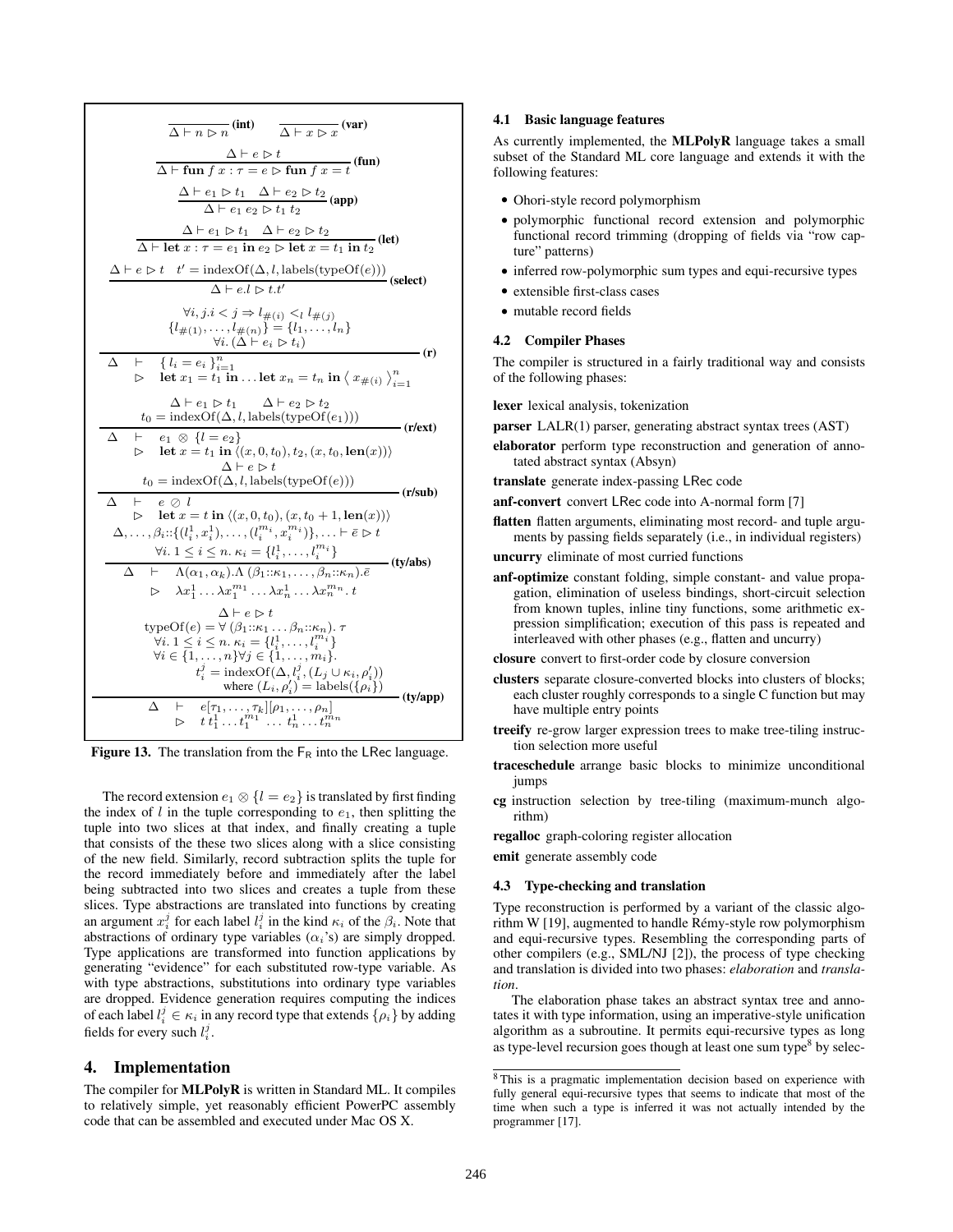$$\frac{}{\Delta \vdash n \rhd n}\ \textbf{(int)} \qquad \frac{}{\Delta \vdash x \rhd x}\ \textbf{(var)}$$

$$\frac{\Delta \vdash e \rhd t}{\Delta \vdash \textbf{fun}\ f\ x : \tau = e \rhd \textbf{fun}\ f\ x = t}\ \textbf{(fun)}$$

$$\frac{\Delta \vdash e_1 \rhd t_1 \quad \Delta \vdash e_2 \rhd t_2}{\Delta \vdash e_1\ e_2 \rhd t_1\ t_2}\ \textbf{(app)}$$

$$\frac{\Delta \vdash e_1 \rhd t_1 \quad \Delta \vdash e_2 \rhd t_2}{\Delta \vdash \textbf{let}\ x : \tau = e_1\ \textbf{in}\ e_2 \rhd \textbf{let}\ x = t_1\ \textbf{in}\ t_2}\ \textbf{(let)}$$

$$\frac{\Delta \vdash e \rhd t \quad t' = \mathrm{indexOf}(\Delta, l, \mathrm{labels}(\mathrm{typeOf}(e)))}{\Delta \vdash e.l \rhd t.t'}\ \textbf{(select)}$$

$$\frac{\begin{array}{c}\forall i, j. i < j \Rightarrow l_{\#(i)} <_l l_{\#(j)} \\ \{l_{\#(1)}, \ldots, l_{\#(n)}\} = \{l_1, \ldots, l_n\} \\ \forall i. (\Delta \vdash e_i \rhd t_i)\end{array}}{\begin{array}{l}\Delta \quad \vdash \quad \{\ l_i = e_i\ \}_{i=1}^n \\ \quad \rhd \quad \textbf{let}\ x_1 = t_1\ \textbf{in} \ldots \textbf{let}\ x_n = t_n\ \textbf{in}\ \langle\ x_{\#(i)}\ \rangle_{i=1}^n\end{array}}\ \textbf{(r)}$$

$$\frac{\begin{array}{c}\Delta \vdash e_1 \rhd t_1 \qquad \Delta \vdash e_2 \rhd t_2 \\ t_0 = \mathrm{indexOf}(\Delta, l, \mathrm{labels}(\mathrm{typeOf}(e_1)))\end{array}}{\begin{array}{l}\Delta \quad \vdash \quad e_1 \otimes \{l = e_2\} \\ \quad \rhd \quad \textbf{let}\ x = t_1\ \textbf{in}\ \langle (x, 0, t_0), t_2, (x, t_0, \textbf{len}(x)) \rangle\end{array}}\ \textbf{(r/ext)}$$

$$\frac{\begin{array}{c}\Delta \vdash e \rhd t \\ t_0 = \mathrm{indexOf}(\Delta, l, \mathrm{labels}(\mathrm{typeOf}(e)))\end{array}}{\begin{array}{l}\Delta \quad \vdash \quad e \oslash l \\ \quad \rhd \quad \textbf{let}\ x = t\ \textbf{in}\ \langle (x, 0, t_0), (x, t_0 + 1, \textbf{len}(x)) \rangle\end{array}}\ \textbf{(r/sub)}$$

$$\frac{\begin{array}{c}\Delta, \ldots, \beta_i :: \{(l_i^1, x_i^1), \ldots, (l_i^{m_i}, x_i^{m_i})\}, \ldots \vdash \bar{e} \rhd t \\ \forall i. 1 \le i \le n.\ \kappa_i = \{l_i^1, \ldots, l_i^{m_i}\}\end{array}}{\begin{array}{l}\Delta \quad \vdash \quad \Lambda(\alpha_1, \alpha_k).\Lambda\ (\beta_1 :: \kappa_1, \ldots, \beta_n :: \kappa_n).\bar{e} \\ \quad \rhd \quad \lambda x_1^1 \ldots \lambda x_1^{m_1} \ldots \lambda x_n^1 \ldots \lambda x_n^{m_n}.\ t\end{array}}\ \textbf{(ty/abs)}$$

$$\frac{\begin{array}{c}\Delta \vdash e \rhd t \\ \mathrm{typeOf}(e) = \forall\ (\beta_1 :: \kappa_1 \ldots \beta_n :: \kappa_n).\ \tau \\ \forall i. 1 \le i \le n.\ \kappa_i = \{l_i^1, \ldots, l_i^{m_i}\} \\ \forall i \in \{1, \ldots, n\} \forall j \in \{1, \ldots, m_i\}. \\ t_i^j = \mathrm{indexOf}(\Delta, l_i^j, (L_j \cup \kappa_i, \rho_i')) \\ \text{where } (L_i, \rho_i') = \mathrm{labels}(\{\rho_i\})\end{array}}{\begin{array}{l}\Delta \quad \vdash \quad e[\tau_1, \ldots, \tau_k][\rho_1, \ldots, \rho_n] \\ \quad \rhd \quad t\ t_1^1 \ldots t_1^{m_1} \ \ldots\ t_n^1 \ldots t_n^{m_n}\end{array}}\ \textbf{(ty/app)}$$

**Figure 13.** The translation from the $\mathsf{F_R}$ into the $\mathsf{LRec}$ language.

The record extension $e_1 \otimes \{l = e_2\}$ is translated by first finding the index of $l$ in the tuple corresponding to $e_1$, then splitting the tuple into two slices at that index, and finally creating a tuple that consists of the these two slices along with a slice consisting of the new field. Similarly, record subtraction splits the tuple for the record immediately before and immediately after the label being subtracted into two slices and creates a tuple from these slices. Type abstractions are translated into functions by creating an argument $x_i^j$ for each label $l_i^j$ in the kind $\kappa_i$ of the $\beta_i$. Note that abstractions of ordinary type variables ($\alpha_i$'s) are simply dropped. Type applications are transformed into function applications by generating "evidence" for each substituted row-type variable. As with type abstractions, substitutions into ordinary type variables are dropped. Evidence generation requires computing the indices of each label $l_i^j \in \kappa_i$ in any record type that extends $\{\rho_i\}$ by adding fields for every such $l_i^j$.

## 4. Implementation

The compiler for **MLPolyR** is written in Standard ML. It compiles to relatively simple, yet reasonably efficient PowerPC assembly code that can be assembled and executed under Mac OS X.

### 4.1 Basic language features

As currently implemented, the **MLPolyR** language takes a small subset of the Standard ML core language and extends it with the following features:

- Ohori-style record polymorphism
- polymorphic functional record extension and polymorphic functional record trimming (dropping of fields via "row capture" patterns)
- inferred row-polymorphic sum types and equi-recursive types
- extensible first-class cases
- mutable record fields

### 4.2 Compiler Phases

The compiler is structured in a fairly traditional way and consists of the following phases:

**lexer** lexical analysis, tokenization

**parser** LALR(1) parser, generating abstract syntax trees (AST)

**elaborator** perform type reconstruction and generation of annotated abstract syntax (Absyn)

**translate** generate index-passing $\mathsf{LRec}$ code

**anf-convert** convert $\mathsf{LRec}$ code into A-normal form [7]

**flatten** flatten arguments, eliminating most record- and tuple arguments by passing fields separately (i.e., in individual registers)

**uncurry** eliminate of most curried functions

**anf-optimize** constant folding, simple constant- and value propagation, elimination of useless bindings, short-circuit selection from known tuples, inline tiny functions, some arithmetic expression simplification; execution of this pass is repeated and interleaved with other phases (e.g., flatten and uncurry)

**closure** convert to first-order code by closure conversion

**clusters** separate closure-converted blocks into clusters of blocks; each cluster roughly corresponds to a single C function but may have multiple entry points

**treeify** re-grow larger expression trees to make tree-tiling instruction selection more useful

**traceschedule** arrange basic blocks to minimize unconditional jumps

**cg** instruction selection by tree-tiling (maximum-munch algorithm)

**regalloc** graph-coloring register allocation

**emit** generate assembly code

### 4.3 Type-checking and translation

Type reconstruction is performed by a variant of the classic algorithm W [19], augmented to handle Rémy-style row polymorphism and equi-recursive types. Resembling the corresponding parts of other compilers (e.g., SML/NJ [2]), the process of type checking and translation is divided into two phases: *elaboration* and *translation*.

The elaboration phase takes an abstract syntax tree and annotates it with type information, using an imperative-style unification algorithm as a subroutine. It permits equi-recursive types as long as type-level recursion goes though at least one sum type[8] by selec-

[8] This is a pragmatic implementation decision based on experience with fully general equi-recursive types that seems to indicate that most of the time when such a type is inferred it was not actually intended by the programmer [17].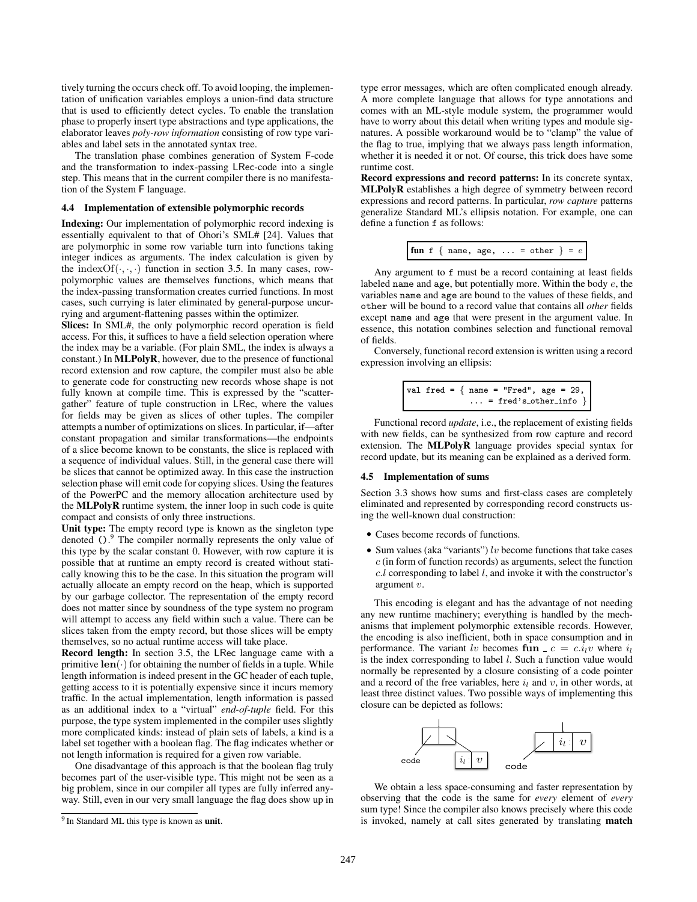tively turning the occurs check off. To avoid looping, the implementation of unification variables employs a union-find data structure that is used to efficiently detect cycles. To enable the translation phase to properly insert type abstractions and type applications, the elaborator leaves *poly-row information* consisting of row type variables and label sets in the annotated syntax tree.

The translation phase combines generation of System F-code and the transformation to index-passing LRec-code into a single step. This means that in the current compiler there is no manifestation of the System F language.

### 4.4 Implementation of extensible polymorphic records

**Indexing:** Our implementation of polymorphic record indexing is essentially equivalent to that of Ohori's SML# [24]. Values that are polymorphic in some row variable turn into functions taking integer indices as arguments. The index calculation is given by the $\text{indexOf}(\cdot,\cdot,\cdot)$ function in section 3.5. In many cases, row-polymorphic values are themselves functions, which means that the index-passing transformation creates curried functions. In most cases, such currying is later eliminated by general-purpose uncurrying and argument-flattening passes within the optimizer.

**Slices:** In SML#, the only polymorphic record operation is field access. For this, it suffices to have a field selection operation where the index may be a variable. (For plain SML, the index is always a constant.) In **MLPolyR**, however, due to the presence of functional record extension and row capture, the compiler must also be able to generate code for constructing new records whose shape is not fully known at compile time. This is expressed by the "scatter-gather" feature of tuple construction in LRec, where the values for fields may be given as slices of other tuples. The compiler attempts a number of optimizations on slices. In particular, if—after constant propagation and similar transformations—the endpoints of a slice become known to be constants, the slice is replaced with a sequence of individual values. Still, in the general case there will be slices that cannot be optimized away. In this case the instruction selection phase will emit code for copying slices. Using the features of the PowerPC and the memory allocation architecture used by the **MLPolyR** runtime system, the inner loop in such code is quite compact and consists of only three instructions.

**Unit type:** The empty record type is known as the singleton type denoted `()`.[9] The compiler normally represents the only value of this type by the scalar constant 0. However, with row capture it is possible that at runtime an empty record is created without statically knowing this to be the case. In this situation the program will actually allocate an empty record on the heap, which is supported by our garbage collector. The representation of the empty record does not matter since by soundness of the type system no program will attempt to access any field within such a value. There can be slices taken from the empty record, but those slices will be empty themselves, so no actual runtime access will take place.

**Record length:** In section 3.5, the LRec language came with a primitive $\mathbf{len}(\cdot)$ for obtaining the number of fields in a tuple. While length information is indeed present in the GC header of each tuple, getting access to it is potentially expensive since it incurs memory traffic. In the actual implementation, length information is passed as an additional index to a "virtual" *end-of-tuple* field. For this purpose, the type system implemented in the compiler uses slightly more complicated kinds: instead of plain sets of labels, a kind is a label set together with a boolean flag. The flag indicates whether or not length information is required for a given row variable.

One disadvantage of this approach is that the boolean flag truly becomes part of the user-visible type. This might not be seen as a big problem, since in our compiler all types are fully inferred anyway. Still, even in our very small language the flag does show up in type error messages, which are often complicated enough already. A more complete language that allows for type annotations and comes with an ML-style module system, the programmer would have to worry about this detail when writing types and module signatures. A possible workaround would be to "clamp" the value of the flag to true, implying that we always pass length information, whether it is needed it or not. Of course, this trick does have some runtime cost.

**Record expressions and record patterns:** In its concrete syntax, **MLPolyR** establishes a high degree of symmetry between record expressions and record patterns. In particular, *row capture* patterns generalize Standard ML's ellipsis notation. For example, one can define a function `f` as follows:

```
fun f { name, age, ... = other } = e
```

Any argument to `f` must be a record containing at least fields labeled `name` and `age`, but potentially more. Within the body $e$, the variables `name` and `age` are bound to the values of these fields, and `other` will be bound to a record value that contains all *other* fields except `name` and `age` that were present in the argument value. In essence, this notation combines selection and functional removal of fields.

Conversely, functional record extension is written using a record expression involving an ellipsis:

```
val fred = { name = "Fred", age = 29,
             ... = fred's_other_info }
```

Functional record *update*, i.e., the replacement of existing fields with new fields, can be synthesized from row capture and record extension. The **MLPolyR** language provides special syntax for record update, but its meaning can be explained as a derived form.

### 4.5 Implementation of sums

Section 3.3 shows how sums and first-class cases are completely eliminated and represented by corresponding record constructs using the well-known dual construction:

- Cases become records of functions.
- Sum values (aka "variants") $lv$ become functions that take cases $c$ (in form of function records) as arguments, select the function $c.l$ corresponding to label $l$, and invoke it with the constructor's argument $v$.

This encoding is elegant and has the advantage of not needing any new runtime machinery; everything is handled by the mechanisms that implement polymorphic extensible records. However, the encoding is also inefficient, both in space consumption and in performance. The variant $lv$ becomes $\mathbf{fun}\ \_\ c\ =\ c.i_l v$ where $i_l$ is the index corresponding to label $l$. Such a function value would normally be represented by a closure consisting of a code pointer and a record of the free variables, here $i_l$ and $v$, in other words, at least three distinct values. Two possible ways of implementing this closure can be depicted as follows:

We obtain a less space-consuming and faster representation by observing that the code is the same for *every* element of *every* sum type! Since the compiler also knows precisely where this code is invoked, namely at call sites generated by translating **match**

[9] In Standard ML this type is known as **unit**.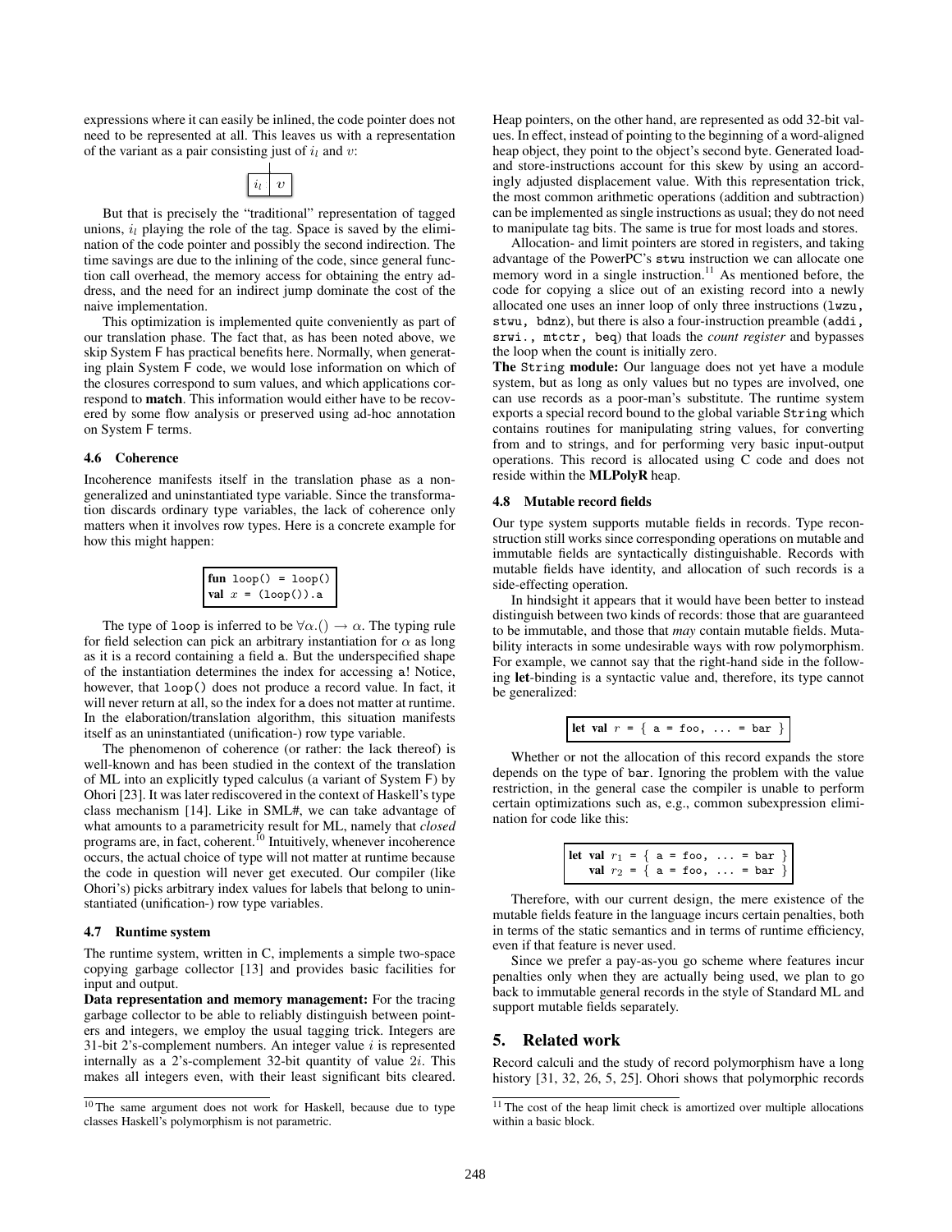expressions where it can easily be inlined, the code pointer does not need to be represented at all. This leaves us with a representation of the variant as a pair consisting just of $i_l$ and $v$:

| | |
|---|---|
| $i_l$ | $v$ |

But that is precisely the "traditional" representation of tagged unions, $i_l$ playing the role of the tag. Space is saved by the elimination of the code pointer and possibly the second indirection. The time savings are due to the inlining of the code, since general function call overhead, the memory access for obtaining the entry address, and the need for an indirect jump dominate the cost of the naive implementation.

This optimization is implemented quite conveniently as part of our translation phase. The fact that, as has been noted above, we skip System F has practical benefits here. Normally, when generating plain System F code, we would lose information on which of the closures correspond to sum values, and which applications correspond to **match**. This information would either have to be recovered by some flow analysis or preserved using ad-hoc annotation on System F terms.

### 4.6 Coherence

Incoherence manifests itself in the translation phase as a non-generalized and uninstantiated type variable. Since the transformation discards ordinary type variables, the lack of coherence only matters when it involves row types. Here is a concrete example for how this might happen:

```
fun loop() = loop()
val x = (loop()).a
```

The type of `loop` is inferred to be $\forall\alpha.() \to \alpha$. The typing rule for field selection can pick an arbitrary instantiation for $\alpha$ as long as it is a record containing a field `a`. But the underspecified shape of the instantiation determines the index for accessing `a`! Notice, however, that `loop()` does not produce a record value. In fact, it will never return at all, so the index for `a` does not matter at runtime. In the elaboration/translation algorithm, this situation manifests itself as an uninstantiated (unification-) row type variable.

The phenomenon of coherence (or rather: the lack thereof) is well-known and has been studied in the context of the translation of ML into an explicitly typed calculus (a variant of System F) by Ohori [23]. It was later rediscovered in the context of Haskell's type class mechanism [14]. Like in SML#, we can take advantage of what amounts to a parametricity result for ML, namely that *closed* programs are, in fact, coherent.[10] Intuitively, whenever incoherence occurs, the actual choice of type will not matter at runtime because the code in question will never get executed. Our compiler (like Ohori's) picks arbitrary index values for labels that belong to uninstantiated (unification-) row type variables.

### 4.7 Runtime system

The runtime system, written in C, implements a simple two-space copying garbage collector [13] and provides basic facilities for input and output.

**Data representation and memory management:** For the tracing garbage collector to be able to reliably distinguish between pointers and integers, we employ the usual tagging trick. Integers are 31-bit 2's-complement numbers. An integer value $i$ is represented internally as a 2's-complement 32-bit quantity of value $2i$. This makes all integers even, with their least significant bits cleared. Heap pointers, on the other hand, are represented as odd 32-bit values. In effect, instead of pointing to the beginning of a word-aligned heap object, they point to the object's second byte. Generated load- and store-instructions account for this skew by using an accordingly adjusted displacement value. With this representation trick, the most common arithmetic operations (addition and subtraction) can be implemented as single instructions as usual; they do not need to manipulate tag bits. The same is true for most loads and stores.

Allocation- and limit pointers are stored in registers, and taking advantage of the PowerPC's `stwu` instruction we can allocate one memory word in a single instruction.[11] As mentioned before, the code for copying a slice out of an existing record into a newly allocated one uses an inner loop of only three instructions (`lwzu, stwu, bdnz`), but there is also a four-instruction preamble (`addi, srwi., mtctr, beq`) that loads the *count register* and bypasses the loop when the count is initially zero.

**The `String` module:** Our language does not yet have a module system, but as long as only values but no types are involved, one can use records as a poor-man's substitute. The runtime system exports a special record bound to the global variable `String` which contains routines for manipulating string values, for converting from and to strings, and for performing very basic input-output operations. This record is allocated using C code and does not reside within the **MLPolyR** heap.

### 4.8 Mutable record fields

Our type system supports mutable fields in records. Type reconstruction still works since corresponding operations on mutable and immutable fields are syntactically distinguishable. Records with mutable fields have identity, and allocation of such records is a side-effecting operation.

In hindsight it appears that it would have been better to instead distinguish between two kinds of records: those that are guaranteed to be immutable, and those that *may* contain mutable fields. Mutability interacts in some undesirable ways with row polymorphism. For example, we cannot say that the right-hand side in the following **let**-binding is a syntactic value and, therefore, its type cannot be generalized:

```
let val r = { a = foo, ... = bar }
```

Whether or not the allocation of this record expands the store depends on the type of `bar`. Ignoring the problem with the value restriction, in the general case the compiler is unable to perform certain optimizations such as, e.g., common subexpression elimination for code like this:

```
let val r1 = { a = foo, ... = bar }
    val r2 = { a = foo, ... = bar }
```

Therefore, with our current design, the mere existence of the mutable fields feature in the language incurs certain penalties, both in terms of the static semantics and in terms of runtime efficiency, even if that feature is never used.

Since we prefer a pay-as-you go scheme where features incur penalties only when they are actually being used, we plan to go back to immutable general records in the style of Standard ML and support mutable fields separately.

## 5. Related work

Record calculi and the study of record polymorphism have a long history [31, 32, 26, 5, 25]. Ohori shows that polymorphic records

[10] The same argument does not work for Haskell, because due to type classes Haskell's polymorphism is not parametric.

[11] The cost of the heap limit check is amortized over multiple allocations within a basic block.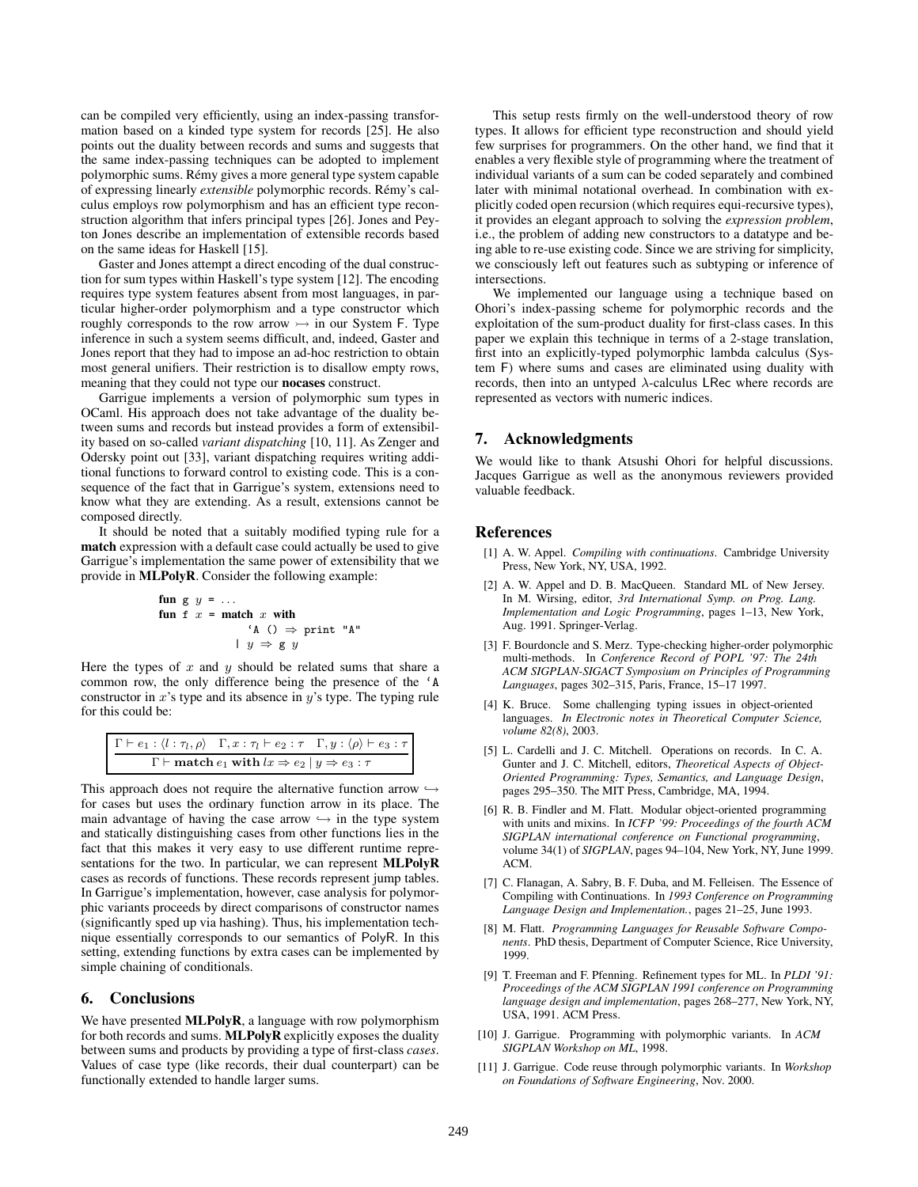can be compiled very efficiently, using an index-passing transformation based on a kinded type system for records [25]. He also points out the duality between records and sums and suggests that the same index-passing techniques can be adopted to implement polymorphic sums. Rémy gives a more general type system capable of expressing linearly *extensible* polymorphic records. Rémy's calculus employs row polymorphism and has an efficient type reconstruction algorithm that infers principal types [26]. Jones and Peyton Jones describe an implementation of extensible records based on the same ideas for Haskell [15].

Gaster and Jones attempt a direct encoding of the dual construction for sum types within Haskell's type system [12]. The encoding requires type system features absent from most languages, in particular higher-order polymorphism and a type constructor which roughly corresponds to the row arrow $\rightarrowtail$ in our System F. Type inference in such a system seems difficult, and, indeed, Gaster and Jones report that they had to impose an ad-hoc restriction to obtain most general unifiers. Their restriction is to disallow empty rows, meaning that they could not type our **nocases** construct.

Garrigue implements a version of polymorphic sum types in OCaml. His approach does not take advantage of the duality between sums and records but instead provides a form of extensibility based on so-called *variant dispatching* [10, 11]. As Zenger and Odersky point out [33], variant dispatching requires writing additional functions to forward control to existing code. This is a consequence of the fact that in Garrigue's system, extensions need to know what they are extending. As a result, extensions cannot be composed directly.

It should be noted that a suitably modified typing rule for a **match** expression with a default case could actually be used to give Garrigue's implementation the same power of extensibility that we provide in **MLPolyR**. Consider the following example:

```
fun g y = ...
fun f x = match x with
            `A () ⇒ print "A"
          | y ⇒ g y
```

Here the types of $x$ and $y$ should be related sums that share a common row, the only difference being the presence of the `A constructor in $x$'s type and its absence in $y$'s type. The typing rule for this could be:

$$\frac{\Gamma \vdash e_1 : \langle l : \tau_l, \rho \rangle \quad \Gamma, x : \tau_l \vdash e_2 : \tau \quad \Gamma, y : \langle \rho \rangle \vdash e_3 : \tau}{\Gamma \vdash \textbf{match}\, e_1 \,\textbf{with}\, lx \Rightarrow e_2 \mid y \Rightarrow e_3 : \tau}$$

This approach does not require the alternative function arrow $\hookrightarrow$ for cases but uses the ordinary function arrow in its place. The main advantage of having the case arrow $\hookrightarrow$ in the type system and statically distinguishing cases from other functions lies in the fact that this makes it very easy to use different runtime representations for the two. In particular, we can represent **MLPolyR** cases as records of functions. These records represent jump tables. In Garrigue's implementation, however, case analysis for polymorphic variants proceeds by direct comparisons of constructor names (significantly sped up via hashing). Thus, his implementation technique essentially corresponds to our semantics of PolyR. In this setting, extending functions by extra cases can be implemented by simple chaining of conditionals.

## 6. Conclusions

We have presented **MLPolyR**, a language with row polymorphism for both records and sums. **MLPolyR** explicitly exposes the duality between sums and products by providing a type of first-class *cases*. Values of case type (like records, their dual counterpart) can be functionally extended to handle larger sums.

This setup rests firmly on the well-understood theory of row types. It allows for efficient type reconstruction and should yield few surprises for programmers. On the other hand, we find that it enables a very flexible style of programming where the treatment of individual variants of a sum can be coded separately and combined later with minimal notational overhead. In combination with explicitly coded open recursion (which requires equi-recursive types), it provides an elegant approach to solving the *expression problem*, i.e., the problem of adding new constructors to a datatype and being able to re-use existing code. Since we are striving for simplicity, we consciously left out features such as subtyping or inference of intersections.

We implemented our language using a technique based on Ohori's index-passing scheme for polymorphic records and the exploitation of the sum-product duality for first-class cases. In this paper we explain this technique in terms of a 2-stage translation, first into an explicitly-typed polymorphic lambda calculus (System F) where sums and cases are eliminated using duality with records, then into an untyped $\lambda$-calculus LRec where records are represented as vectors with numeric indices.

## 7. Acknowledgments

We would like to thank Atsushi Ohori for helpful discussions. Jacques Garrigue as well as the anonymous reviewers provided valuable feedback.

## References

[1] A. W. Appel. *Compiling with continuations*. Cambridge University Press, New York, NY, USA, 1992.

[2] A. W. Appel and D. B. MacQueen. Standard ML of New Jersey. In M. Wirsing, editor, *3rd International Symp. on Prog. Lang. Implementation and Logic Programming*, pages 1–13, New York, Aug. 1991. Springer-Verlag.

[3] F. Bourdoncle and S. Merz. Type-checking higher-order polymorphic multi-methods. In *Conference Record of POPL '97: The 24th ACM SIGPLAN-SIGACT Symposium on Principles of Programming Languages*, pages 302–315, Paris, France, 15–17 1997.

[4] K. Bruce. Some challenging typing issues in object-oriented languages. *In Electronic notes in Theoretical Computer Science, volume 82(8)*, 2003.

[5] L. Cardelli and J. C. Mitchell. Operations on records. In C. A. Gunter and J. C. Mitchell, editors, *Theoretical Aspects of Object-Oriented Programming: Types, Semantics, and Language Design*, pages 295–350. The MIT Press, Cambridge, MA, 1994.

[6] R. B. Findler and M. Flatt. Modular object-oriented programming with units and mixins. In *ICFP '99: Proceedings of the fourth ACM SIGPLAN international conference on Functional programming*, volume 34(1) of *SIGPLAN*, pages 94–104, New York, NY, June 1999. ACM.

[7] C. Flanagan, A. Sabry, B. F. Duba, and M. Felleisen. The Essence of Compiling with Continuations. In *1993 Conference on Programming Language Design and Implementation.*, pages 21–25, June 1993.

[8] M. Flatt. *Programming Languages for Reusable Software Components*. PhD thesis, Department of Computer Science, Rice University, 1999.

[9] T. Freeman and F. Pfenning. Refinement types for ML. In *PLDI '91: Proceedings of the ACM SIGPLAN 1991 conference on Programming language design and implementation*, pages 268–277, New York, NY, USA, 1991. ACM Press.

[10] J. Garrigue. Programming with polymorphic variants. In *ACM SIGPLAN Workshop on ML*, 1998.

[11] J. Garrigue. Code reuse through polymorphic variants. In *Workshop on Foundations of Software Engineering*, Nov. 2000.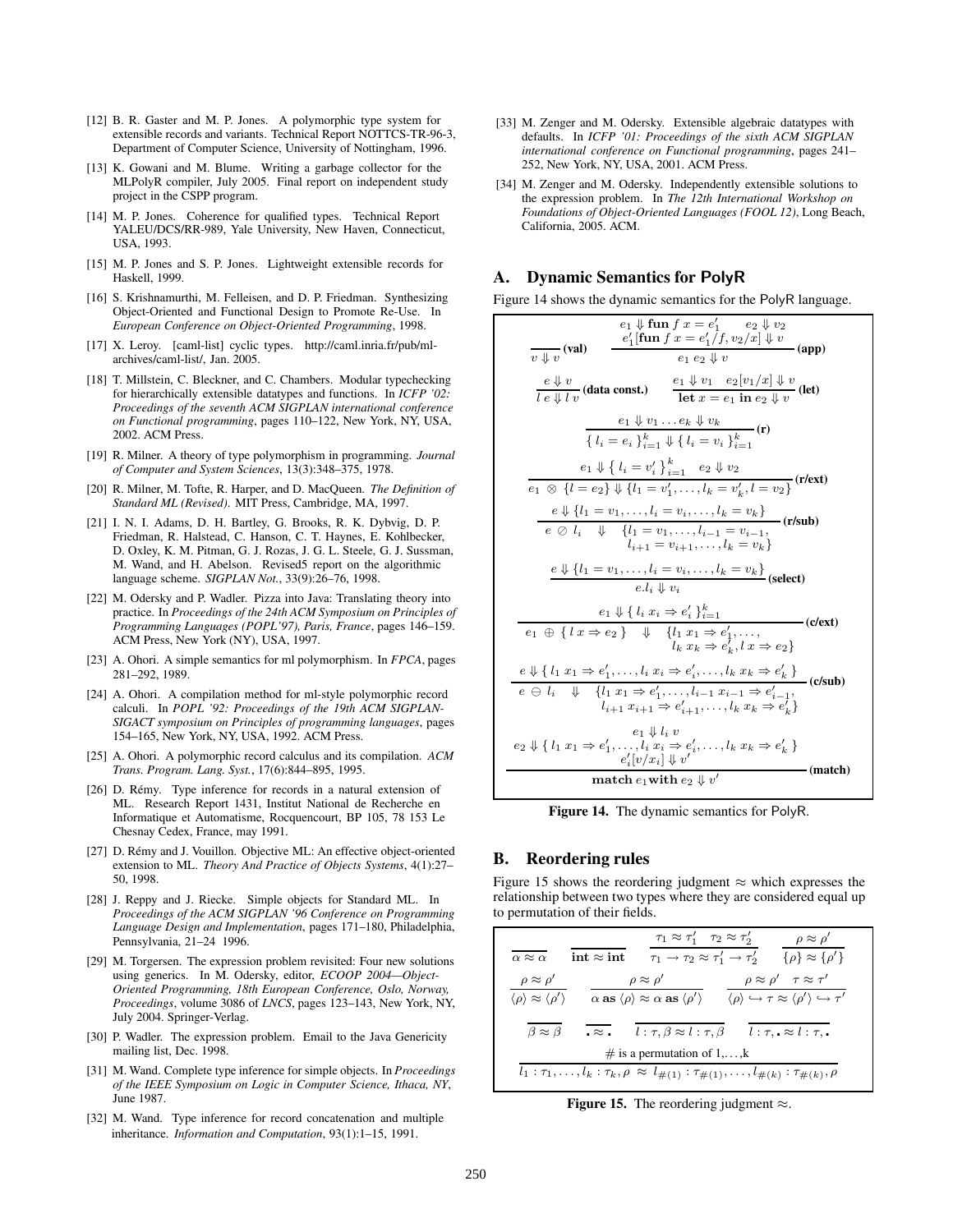[12] B. R. Gaster and M. P. Jones. A polymorphic type system for extensible records and variants. Technical Report NOTTCS-TR-96-3, Department of Computer Science, University of Nottingham, 1996.

[13] K. Gowani and M. Blume. Writing a garbage collector for the MLPolyR compiler, July 2005. Final report on independent study project in the CSPP program.

[14] M. P. Jones. Coherence for qualified types. Technical Report YALEU/DCS/RR-989, Yale University, New Haven, Connecticut, USA, 1993.

[15] M. P. Jones and S. P. Jones. Lightweight extensible records for Haskell, 1999.

[16] S. Krishnamurthi, M. Felleisen, and D. P. Friedman. Synthesizing Object-Oriented and Functional Design to Promote Re-Use. In *European Conference on Object-Oriented Programming*, 1998.

[17] X. Leroy. [caml-list] cyclic types. http://caml.inria.fr/pub/ml-archives/caml-list/, Jan. 2005.

[18] T. Millstein, C. Bleckner, and C. Chambers. Modular typechecking for hierarchically extensible datatypes and functions. In *ICFP '02: Proceedings of the seventh ACM SIGPLAN international conference on Functional programming*, pages 110–122, New York, NY, USA, 2002. ACM Press.

[19] R. Milner. A theory of type polymorphism in programming. *Journal of Computer and System Sciences*, 13(3):348–375, 1978.

[20] R. Milner, M. Tofte, R. Harper, and D. MacQueen. *The Definition of Standard ML (Revised)*. MIT Press, Cambridge, MA, 1997.

[21] I. N. I. Adams, D. H. Bartley, G. Brooks, R. K. Dybvig, D. P. Friedman, R. Halstead, C. Hanson, C. T. Haynes, E. Kohlbecker, D. Oxley, K. M. Pitman, G. J. Rozas, G. J. L. Steele, G. J. Sussman, M. Wand, and H. Abelson. Revised5 report on the algorithmic language scheme. *SIGPLAN Not.*, 33(9):26–76, 1998.

[22] M. Odersky and P. Wadler. Pizza into Java: Translating theory into practice. In *Proceedings of the 24th ACM Symposium on Principles of Programming Languages (POPL'97), Paris, France*, pages 146–159. ACM Press, New York (NY), USA, 1997.

[23] A. Ohori. A simple semantics for ml polymorphism. In *FPCA*, pages 281–292, 1989.

[24] A. Ohori. A compilation method for ml-style polymorphic record calculi. In *POPL '92: Proceedings of the 19th ACM SIGPLAN-SIGACT symposium on Principles of programming languages*, pages 154–165, New York, NY, USA, 1992. ACM Press.

[25] A. Ohori. A polymorphic record calculus and its compilation. *ACM Trans. Program. Lang. Syst.*, 17(6):844–895, 1995.

[26] D. Rémy. Type inference for records in a natural extension of ML. Research Report 1431, Institut National de Recherche en Informatique et Automatisme, Rocquencourt, BP 105, 78 153 Le Chesnay Cedex, France, may 1991.

[27] D. Rémy and J. Vouillon. Objective ML: An effective object-oriented extension to ML. *Theory And Practice of Objects Systems*, 4(1):27–50, 1998.

[28] J. Reppy and J. Riecke. Simple objects for Standard ML. In *Proceedings of the ACM SIGPLAN '96 Conference on Programming Language Design and Implementation*, pages 171–180, Philadelphia, Pennsylvania, 21–24 1996.

[29] M. Torgersen. The expression problem revisited: Four new solutions using generics. In M. Odersky, editor, *ECOOP 2004—Object-Oriented Programming, 18th European Conference, Oslo, Norway, Proceedings*, volume 3086 of *LNCS*, pages 123–143, New York, NY, July 2004. Springer-Verlag.

[30] P. Wadler. The expression problem. Email to the Java Genericity mailing list, Dec. 1998.

[31] M. Wand. Complete type inference for simple objects. In *Proceedings of the IEEE Symposium on Logic in Computer Science, Ithaca, NY*, June 1987.

[32] M. Wand. Type inference for record concatenation and multiple inheritance. *Information and Computation*, 93(1):1–15, 1991.

[33] M. Zenger and M. Odersky. Extensible algebraic datatypes with defaults. In *ICFP '01: Proceedings of the sixth ACM SIGPLAN international conference on Functional programming*, pages 241–252, New York, NY, USA, 2001. ACM Press.

[34] M. Zenger and M. Odersky. Independently extensible solutions to the expression problem. In *The 12th International Workshop on Foundations of Object-Oriented Languages (FOOL 12)*, Long Beach, California, 2005. ACM.

## A. Dynamic Semantics for PolyR

Figure 14 shows the dynamic semantics for the PolyR language.

$$\frac{}{v \Downarrow v}\ (\textbf{val}) \qquad \frac{e_1 \Downarrow \textbf{fun}\ f\ x = e_1' \quad e_2 \Downarrow v_2 \quad e_1'[\textbf{fun}\ f\ x = e_1'/f, v_2/x] \Downarrow v}{e_1\ e_2 \Downarrow v}\ (\textbf{app})$$

$$\frac{e \Downarrow v}{l\ e \Downarrow l\ v}\ (\textbf{data const.}) \qquad \frac{e_1 \Downarrow v_1 \quad e_2[v_1/x] \Downarrow v}{\textbf{let}\ x = e_1\ \textbf{in}\ e_2 \Downarrow v}\ (\textbf{let})$$

$$\frac{e_1 \Downarrow v_1 \ldots e_k \Downarrow v_k}{\{\ l_i = e_i\ \}_{i=1}^k \Downarrow \{\ l_i = v_i\ \}_{i=1}^k}\ (\textbf{r})$$

$$\frac{e_1 \Downarrow \{\ l_i = v_i'\ \}_{i=1}^k \quad e_2 \Downarrow v_2}{e_1\ \otimes\ \{l = e_2\} \Downarrow \{l_1 = v_1', \ldots, l_k = v_k', l = v_2\}}\ (\textbf{r/ext})$$

$$\frac{e \Downarrow \{l_1 = v_1, \ldots, l_i = v_i, \ldots, l_k = v_k\}}{e\ \oslash\ l_i \quad \Downarrow \quad \{l_1 = v_1, \ldots, l_{i-1} = v_{i-1}, l_{i+1} = v_{i+1}, \ldots, l_k = v_k\}}\ (\textbf{r/sub})$$

$$\frac{e \Downarrow \{l_1 = v_1, \ldots, l_i = v_i, \ldots, l_k = v_k\}}{e.l_i \Downarrow v_i}\ (\textbf{select})$$

$$\frac{e_1 \Downarrow \{\ l_i\ x_i \Rightarrow e_i'\ \}_{i=1}^k}{e_1\ \oplus\ \{\ l\ x \Rightarrow e_2\ \} \quad \Downarrow \quad \{l_1\ x_1 \Rightarrow e_1', \ldots, l_k\ x_k \Rightarrow e_k', l\ x \Rightarrow e_2\}}\ (\textbf{c/ext})$$

$$\frac{e \Downarrow \{\ l_1\ x_1 \Rightarrow e_1', \ldots, l_i\ x_i \Rightarrow e_i', \ldots, l_k\ x_k \Rightarrow e_k'\ \}}{e\ \ominus\ l_i \quad \Downarrow \quad \{l_1\ x_1 \Rightarrow e_1', \ldots, l_{i-1}\ x_{i-1} \Rightarrow e_{i-1}', l_{i+1}\ x_{i+1} \Rightarrow e_{i+1}', \ldots, l_k\ x_k \Rightarrow e_k'\}}\ (\textbf{c/sub})$$

$$\frac{e_1 \Downarrow l_i\ v \quad e_2 \Downarrow \{\ l_1\ x_1 \Rightarrow e_1', \ldots, l_i\ x_i \Rightarrow e_i', \ldots, l_k\ x_k \Rightarrow e_k'\ \} \quad e_i'[v/x_i] \Downarrow v'}{\textbf{match}\ e_1 \textbf{with}\ e_2 \Downarrow v'}\ (\textbf{match})$$

**Figure 14.** The dynamic semantics for PolyR.

## B. Reordering rules

Figure 15 shows the reordering judgment $\approx$ which expresses the relationship between two types where they are considered equal up to permutation of their fields.

$$\frac{}{\alpha \approx \alpha} \qquad \frac{}{\textbf{int} \approx \textbf{int}} \qquad \frac{\tau_1 \approx \tau_1' \quad \tau_2 \approx \tau_2'}{\tau_1 \rightarrow \tau_2 \approx \tau_1' \rightarrow \tau_2'} \qquad \frac{\rho \approx \rho'}{\{\rho\} \approx \{\rho'\}}$$

$$\frac{\rho \approx \rho'}{\langle\rho\rangle \approx \langle\rho'\rangle} \qquad \frac{\rho \approx \rho'}{\alpha\ \textbf{as}\ \langle\rho\rangle \approx \alpha\ \textbf{as}\ \langle\rho'\rangle} \qquad \frac{\rho \approx \rho' \quad \tau \approx \tau'}{\langle\rho\rangle \hookrightarrow \tau \approx \langle\rho'\rangle \hookrightarrow \tau'}$$

$$\frac{}{\beta \approx \beta} \qquad \frac{}{\centerdot \approx \centerdot} \qquad \frac{}{l : \tau, \beta \approx l : \tau, \beta} \qquad \frac{}{l : \tau, \centerdot \approx l : \tau, \centerdot}$$

$$\frac{\#\ \text{is a permutation of}\ 1,\ldots,\text{k}}{l_1 : \tau_1, \ldots, l_k : \tau_k, \rho \approx l_{\#(1)} : \tau_{\#(1)}, \ldots, l_{\#(k)} : \tau_{\#(k)}, \rho}$$

**Figure 15.** The reordering judgment $\approx$.